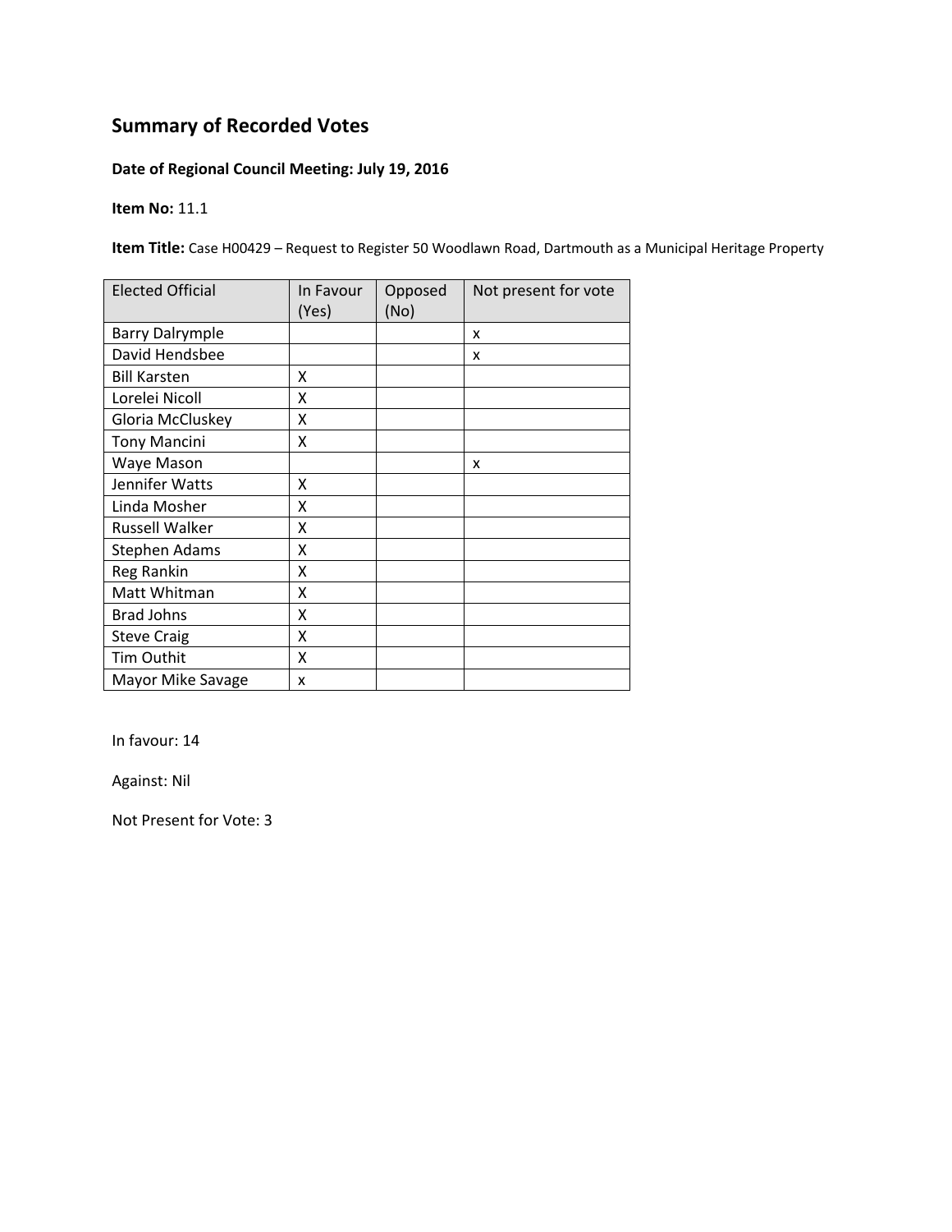## Summary of Recorded Votes

**Date of Regional Council Meeting: July 19, 2016**

**Item No:** 11.1

**Item Title:** Case H00429 – Request to Register 50 Woodlawn Road, Dartmouth as a Municipal Heritage Property

| Elected Official | In Favour (Yes) | Opposed (No) | Not present for vote |
|---|---|---|---|
| Barry Dalrymple | | | x |
| David Hendsbee | | | x |
| Bill Karsten | X | | |
| Lorelei Nicoll | X | | |
| Gloria McCluskey | X | | |
| Tony Mancini | X | | |
| Waye Mason | | | x |
| Jennifer Watts | X | | |
| Linda Mosher | X | | |
| Russell Walker | X | | |
| Stephen Adams | X | | |
| Reg Rankin | X | | |
| Matt Whitman | X | | |
| Brad Johns | X | | |
| Steve Craig | X | | |
| Tim Outhit | X | | |
| Mayor Mike Savage | x | | |

In favour: 14

Against: Nil

Not Present for Vote: 3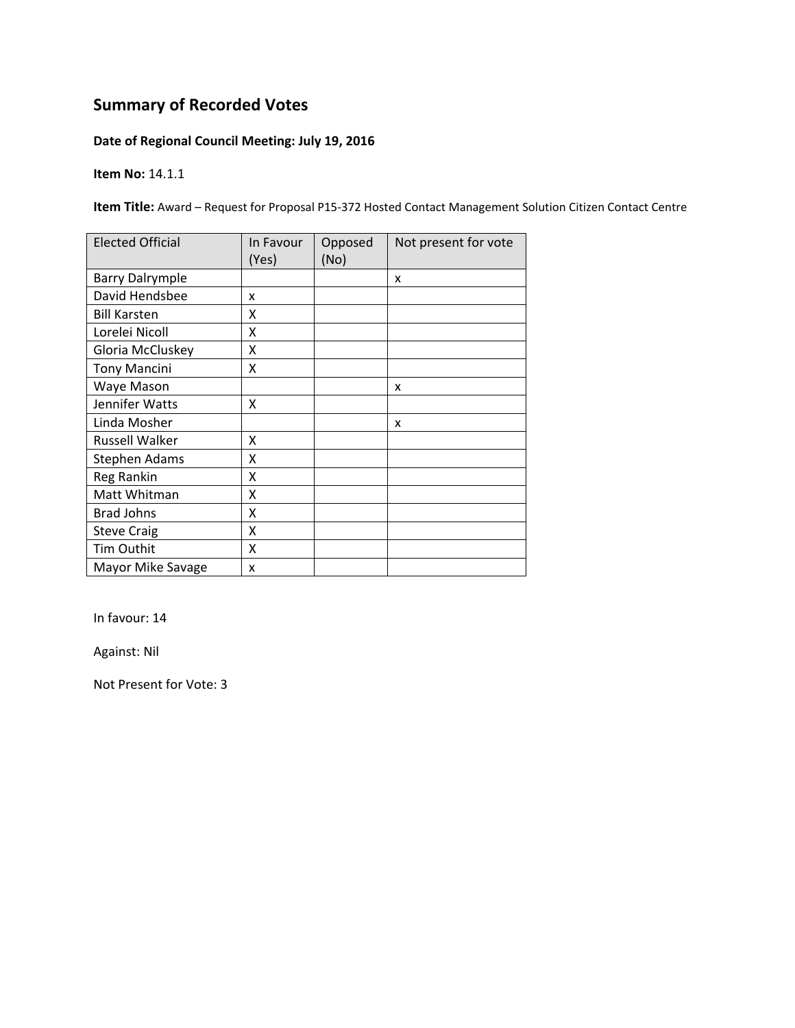## Summary of Recorded Votes

**Date of Regional Council Meeting: July 19, 2016**

**Item No:** 14.1.1

**Item Title:** Award – Request for Proposal P15-372 Hosted Contact Management Solution Citizen Contact Centre

| Elected Official | In Favour (Yes) | Opposed (No) | Not present for vote |
|---|---|---|---|
| Barry Dalrymple | | | x |
| David Hendsbee | x | | |
| Bill Karsten | X | | |
| Lorelei Nicoll | X | | |
| Gloria McCluskey | X | | |
| Tony Mancini | X | | |
| Waye Mason | | | x |
| Jennifer Watts | X | | |
| Linda Mosher | | | x |
| Russell Walker | X | | |
| Stephen Adams | X | | |
| Reg Rankin | X | | |
| Matt Whitman | X | | |
| Brad Johns | X | | |
| Steve Craig | X | | |
| Tim Outhit | X | | |
| Mayor Mike Savage | x | | |

In favour: 14

Against: Nil

Not Present for Vote: 3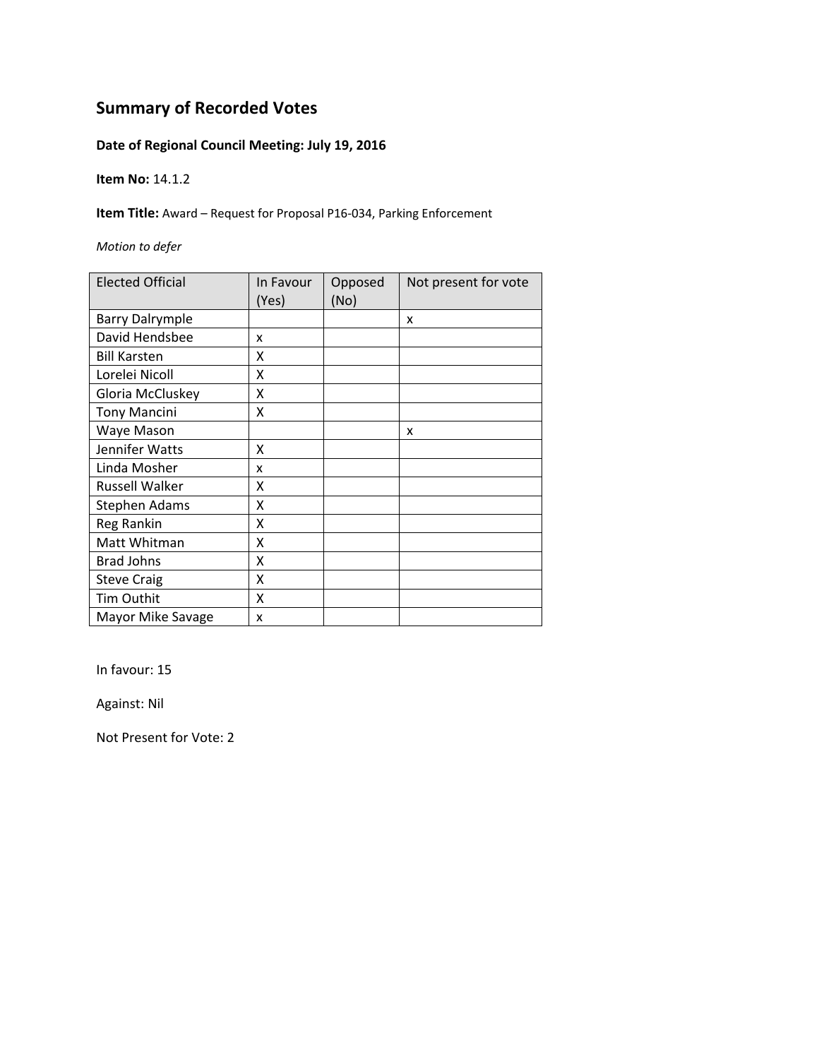## Summary of Recorded Votes

**Date of Regional Council Meeting: July 19, 2016**

**Item No:** 14.1.2

**Item Title:** Award – Request for Proposal P16-034, Parking Enforcement

*Motion to defer*

| Elected Official | In Favour (Yes) | Opposed (No) | Not present for vote |
|---|---|---|---|
| Barry Dalrymple | | | x |
| David Hendsbee | x | | |
| Bill Karsten | X | | |
| Lorelei Nicoll | X | | |
| Gloria McCluskey | X | | |
| Tony Mancini | X | | |
| Waye Mason | | | x |
| Jennifer Watts | X | | |
| Linda Mosher | x | | |
| Russell Walker | X | | |
| Stephen Adams | X | | |
| Reg Rankin | X | | |
| Matt Whitman | X | | |
| Brad Johns | X | | |
| Steve Craig | X | | |
| Tim Outhit | X | | |
| Mayor Mike Savage | x | | |

In favour: 15

Against: Nil

Not Present for Vote: 2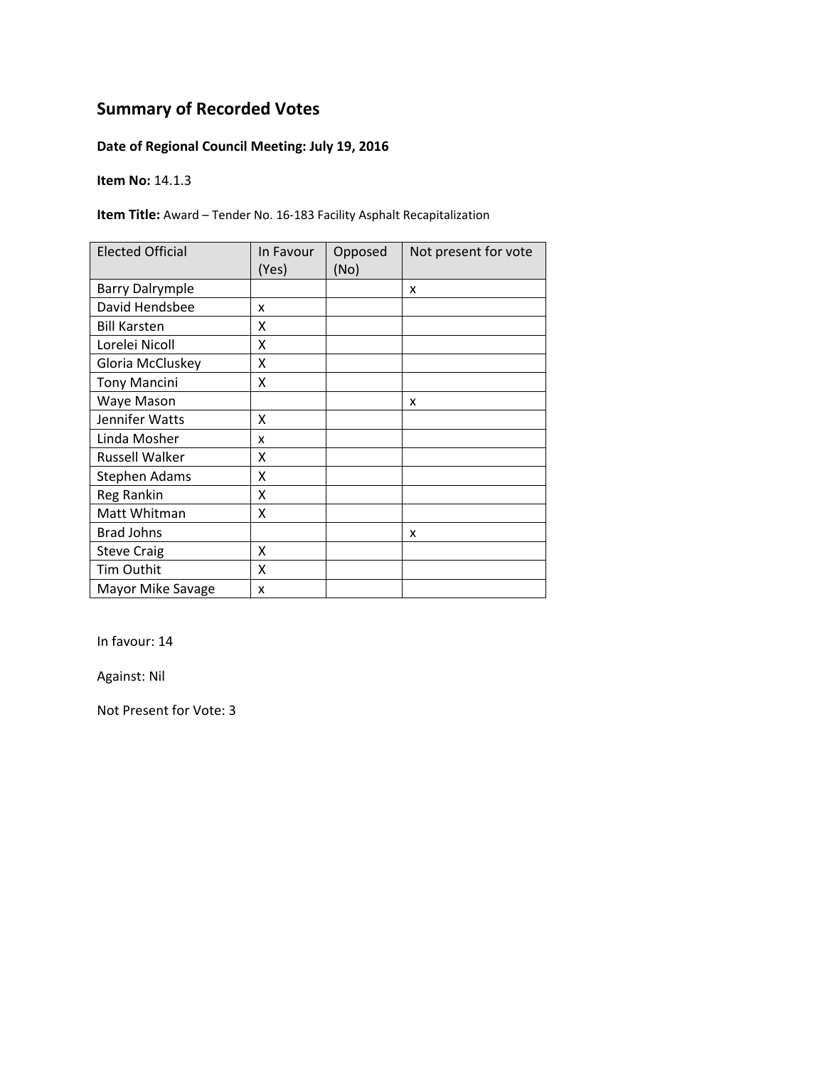# Summary of Recorded Votes

**Date of Regional Council Meeting: July 19, 2016**

**Item No:** 14.1.3

**Item Title:** Award – Tender No. 16-183 Facility Asphalt Recapitalization

| Elected Official | In Favour (Yes) | Opposed (No) | Not present for vote |
|---|---|---|---|
| Barry Dalrymple | | | x |
| David Hendsbee | x | | |
| Bill Karsten | X | | |
| Lorelei Nicoll | X | | |
| Gloria McCluskey | X | | |
| Tony Mancini | X | | |
| Waye Mason | | | x |
| Jennifer Watts | X | | |
| Linda Mosher | x | | |
| Russell Walker | X | | |
| Stephen Adams | X | | |
| Reg Rankin | X | | |
| Matt Whitman | X | | |
| Brad Johns | | | x |
| Steve Craig | X | | |
| Tim Outhit | X | | |
| Mayor Mike Savage | x | | |

In favour: 14

Against: Nil

Not Present for Vote: 3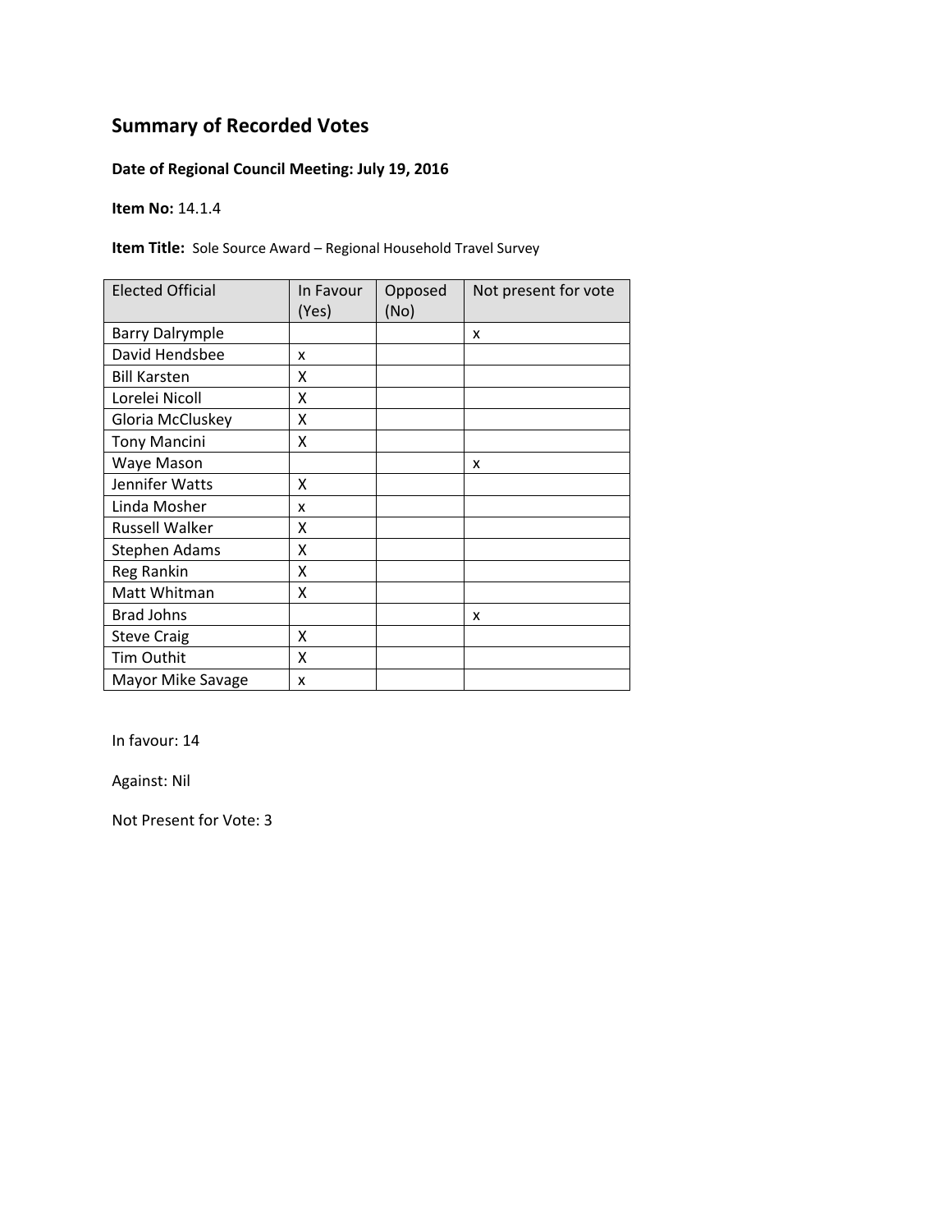## Summary of Recorded Votes

**Date of Regional Council Meeting: July 19, 2016**

**Item No:** 14.1.4

**Item Title:** Sole Source Award – Regional Household Travel Survey

| Elected Official | In Favour (Yes) | Opposed (No) | Not present for vote |
|---|---|---|---|
| Barry Dalrymple | | | x |
| David Hendsbee | x | | |
| Bill Karsten | X | | |
| Lorelei Nicoll | X | | |
| Gloria McCluskey | X | | |
| Tony Mancini | X | | |
| Waye Mason | | | x |
| Jennifer Watts | X | | |
| Linda Mosher | x | | |
| Russell Walker | X | | |
| Stephen Adams | X | | |
| Reg Rankin | X | | |
| Matt Whitman | X | | |
| Brad Johns | | | x |
| Steve Craig | X | | |
| Tim Outhit | X | | |
| Mayor Mike Savage | x | | |

In favour: 14

Against: Nil

Not Present for Vote: 3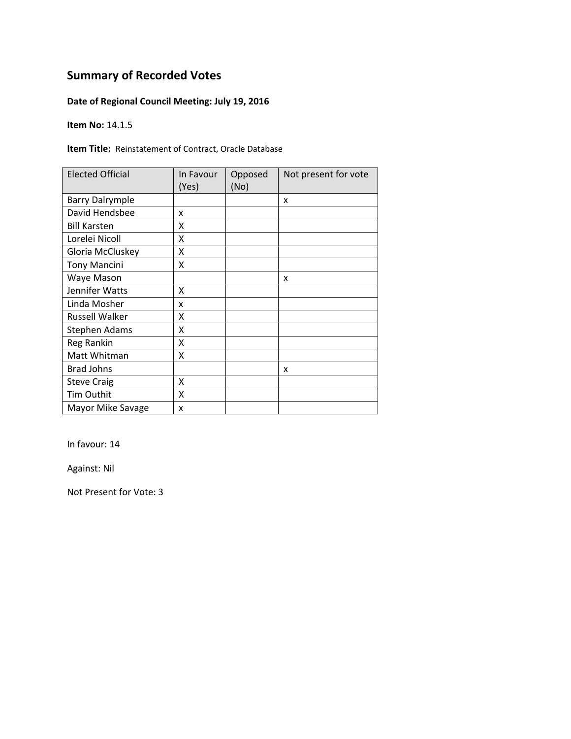# Summary of Recorded Votes

**Date of Regional Council Meeting: July 19, 2016**

**Item No:** 14.1.5

**Item Title:** Reinstatement of Contract, Oracle Database

| Elected Official | In Favour (Yes) | Opposed (No) | Not present for vote |
|---|---|---|---|
| Barry Dalrymple | | | x |
| David Hendsbee | x | | |
| Bill Karsten | X | | |
| Lorelei Nicoll | X | | |
| Gloria McCluskey | X | | |
| Tony Mancini | X | | |
| Waye Mason | | | x |
| Jennifer Watts | X | | |
| Linda Mosher | x | | |
| Russell Walker | X | | |
| Stephen Adams | X | | |
| Reg Rankin | X | | |
| Matt Whitman | X | | |
| Brad Johns | | | x |
| Steve Craig | X | | |
| Tim Outhit | X | | |
| Mayor Mike Savage | x | | |

In favour: 14

Against: Nil

Not Present for Vote: 3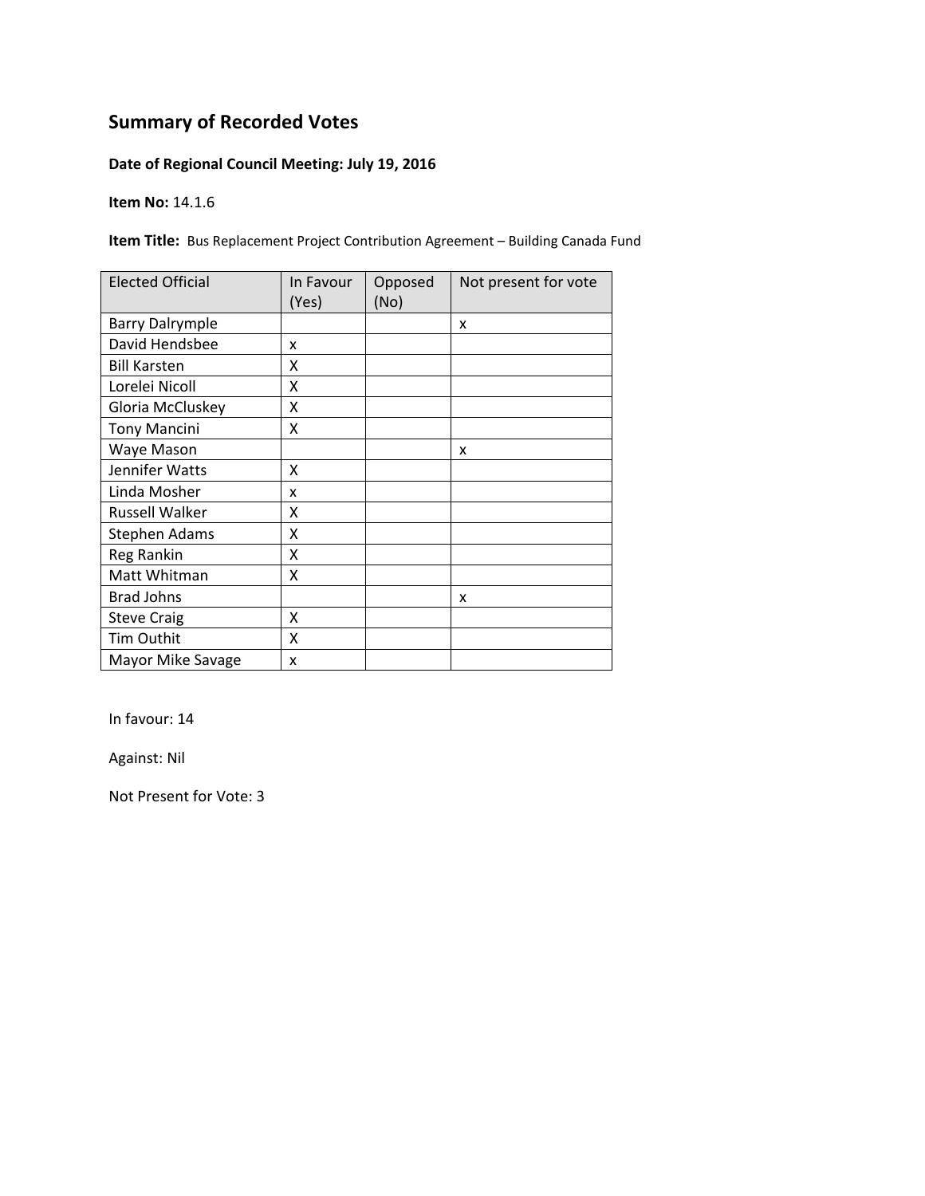# Summary of Recorded Votes

**Date of Regional Council Meeting: July 19, 2016**

**Item No:** 14.1.6

**Item Title:** Bus Replacement Project Contribution Agreement – Building Canada Fund

| Elected Official | In Favour (Yes) | Opposed (No) | Not present for vote |
|---|---|---|---|
| Barry Dalrymple | | | x |
| David Hendsbee | x | | |
| Bill Karsten | X | | |
| Lorelei Nicoll | X | | |
| Gloria McCluskey | X | | |
| Tony Mancini | X | | |
| Waye Mason | | | x |
| Jennifer Watts | X | | |
| Linda Mosher | x | | |
| Russell Walker | X | | |
| Stephen Adams | X | | |
| Reg Rankin | X | | |
| Matt Whitman | X | | |
| Brad Johns | | | x |
| Steve Craig | X | | |
| Tim Outhit | X | | |
| Mayor Mike Savage | x | | |

In favour: 14

Against: Nil

Not Present for Vote: 3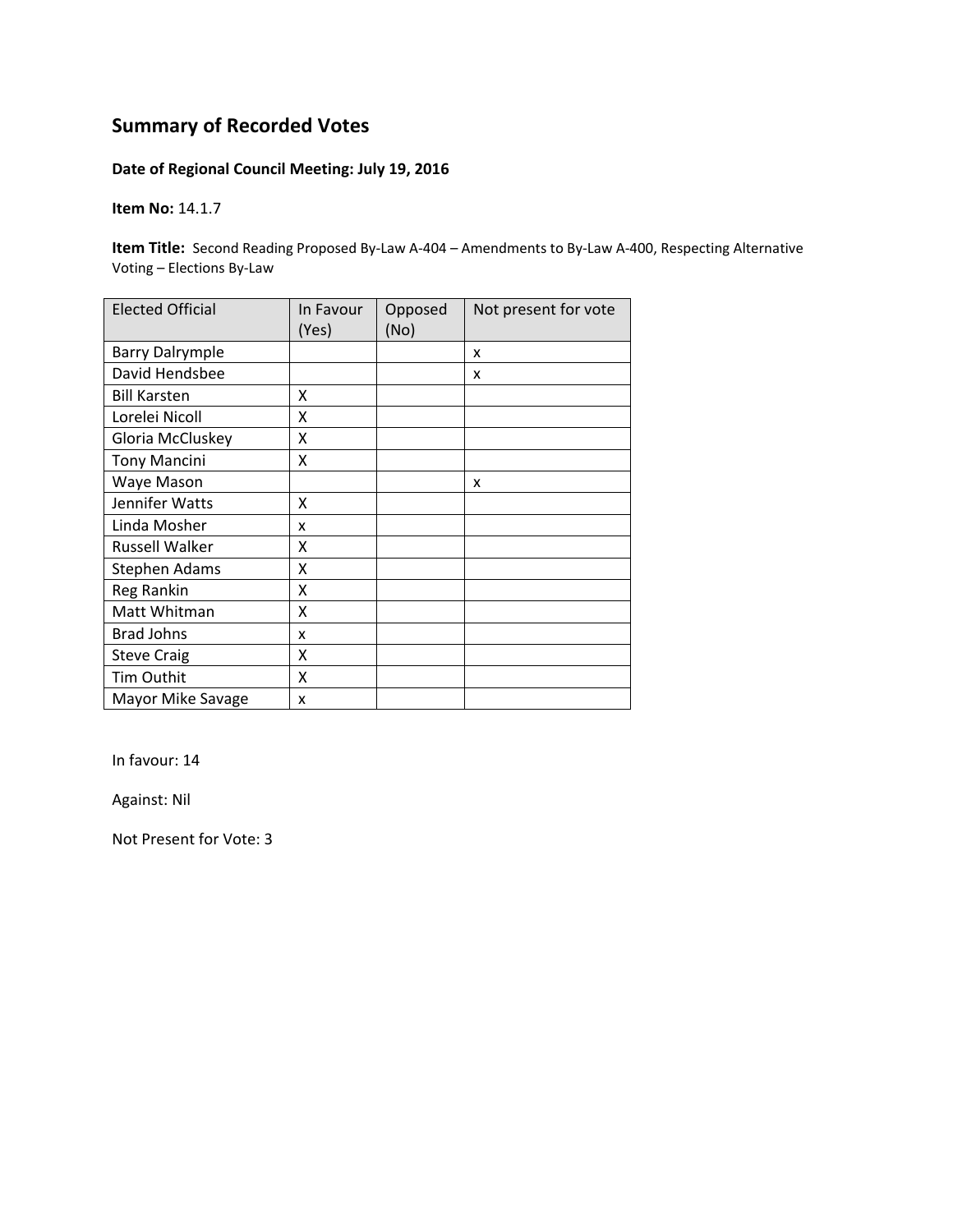## Summary of Recorded Votes

**Date of Regional Council Meeting: July 19, 2016**

**Item No:** 14.1.7

**Item Title:** Second Reading Proposed By-Law A-404 – Amendments to By-Law A-400, Respecting Alternative Voting – Elections By-Law

| Elected Official | In Favour (Yes) | Opposed (No) | Not present for vote |
|---|---|---|---|
| Barry Dalrymple | | | x |
| David Hendsbee | | | x |
| Bill Karsten | X | | |
| Lorelei Nicoll | X | | |
| Gloria McCluskey | X | | |
| Tony Mancini | X | | |
| Waye Mason | | | x |
| Jennifer Watts | X | | |
| Linda Mosher | x | | |
| Russell Walker | X | | |
| Stephen Adams | X | | |
| Reg Rankin | X | | |
| Matt Whitman | X | | |
| Brad Johns | x | | |
| Steve Craig | X | | |
| Tim Outhit | X | | |
| Mayor Mike Savage | x | | |

In favour: 14

Against: Nil

Not Present for Vote: 3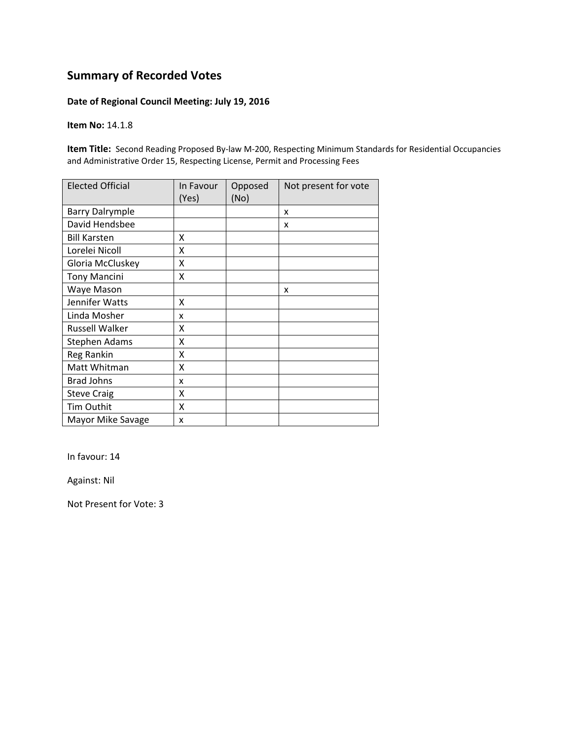## Summary of Recorded Votes

**Date of Regional Council Meeting: July 19, 2016**

**Item No:** 14.1.8

**Item Title:** Second Reading Proposed By-law M-200, Respecting Minimum Standards for Residential Occupancies and Administrative Order 15, Respecting License, Permit and Processing Fees

| Elected Official | In Favour (Yes) | Opposed (No) | Not present for vote |
|---|---|---|---|
| Barry Dalrymple | | | x |
| David Hendsbee | | | x |
| Bill Karsten | X | | |
| Lorelei Nicoll | X | | |
| Gloria McCluskey | X | | |
| Tony Mancini | X | | |
| Waye Mason | | | x |
| Jennifer Watts | X | | |
| Linda Mosher | x | | |
| Russell Walker | X | | |
| Stephen Adams | X | | |
| Reg Rankin | X | | |
| Matt Whitman | X | | |
| Brad Johns | x | | |
| Steve Craig | X | | |
| Tim Outhit | X | | |
| Mayor Mike Savage | x | | |

In favour: 14

Against: Nil

Not Present for Vote: 3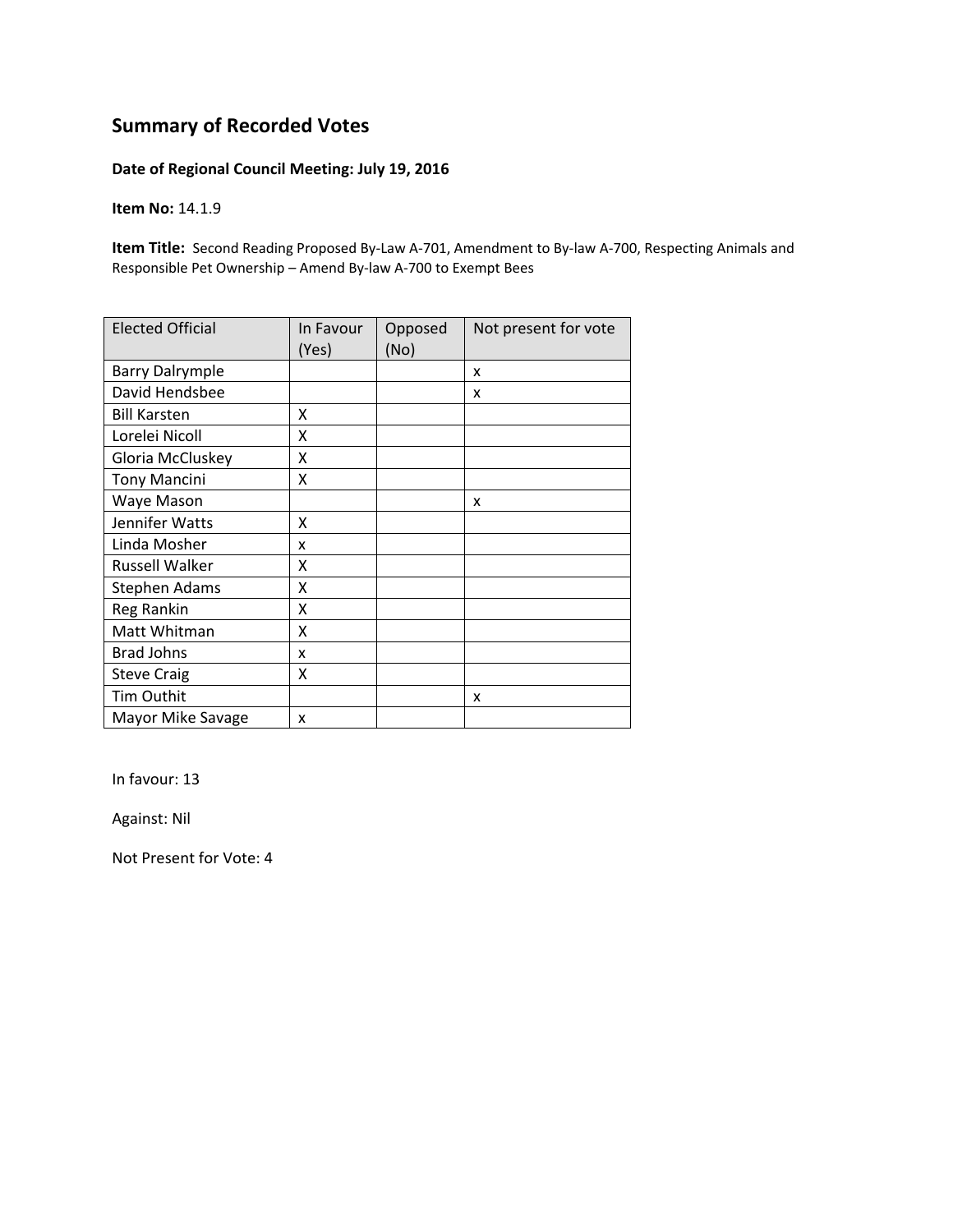## Summary of Recorded Votes

**Date of Regional Council Meeting: July 19, 2016**

**Item No:** 14.1.9

**Item Title:** Second Reading Proposed By-Law A-701, Amendment to By-law A-700, Respecting Animals and Responsible Pet Ownership – Amend By-law A-700 to Exempt Bees

| Elected Official | In Favour (Yes) | Opposed (No) | Not present for vote |
|---|---|---|---|
| Barry Dalrymple | | | x |
| David Hendsbee | | | x |
| Bill Karsten | X | | |
| Lorelei Nicoll | X | | |
| Gloria McCluskey | X | | |
| Tony Mancini | X | | |
| Waye Mason | | | x |
| Jennifer Watts | X | | |
| Linda Mosher | x | | |
| Russell Walker | X | | |
| Stephen Adams | X | | |
| Reg Rankin | X | | |
| Matt Whitman | X | | |
| Brad Johns | x | | |
| Steve Craig | X | | |
| Tim Outhit | | | x |
| Mayor Mike Savage | x | | |

In favour: 13

Against: Nil

Not Present for Vote: 4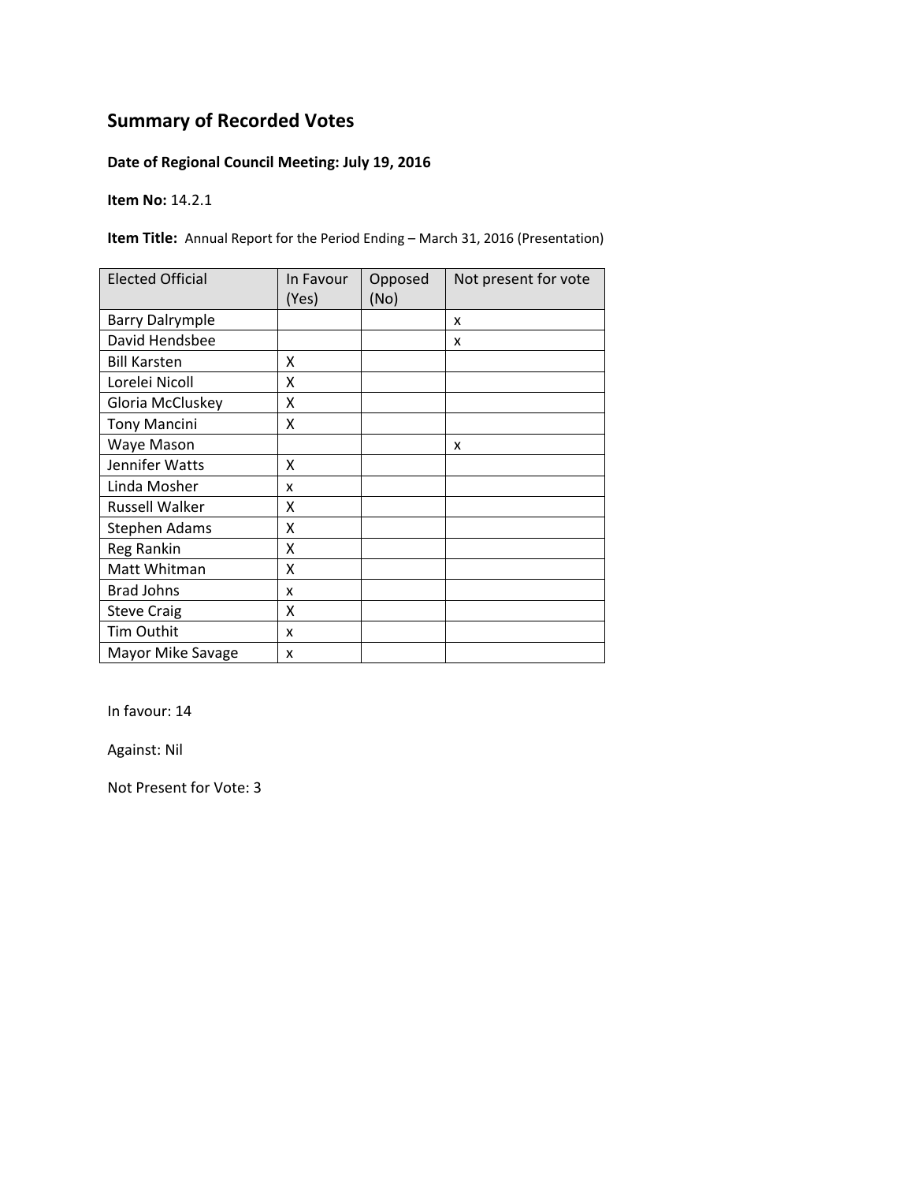## Summary of Recorded Votes

**Date of Regional Council Meeting: July 19, 2016**

**Item No:** 14.2.1

**Item Title:** Annual Report for the Period Ending – March 31, 2016 (Presentation)

| Elected Official | In Favour (Yes) | Opposed (No) | Not present for vote |
|---|---|---|---|
| Barry Dalrymple | | | x |
| David Hendsbee | | | x |
| Bill Karsten | X | | |
| Lorelei Nicoll | X | | |
| Gloria McCluskey | X | | |
| Tony Mancini | X | | |
| Waye Mason | | | x |
| Jennifer Watts | X | | |
| Linda Mosher | x | | |
| Russell Walker | X | | |
| Stephen Adams | X | | |
| Reg Rankin | X | | |
| Matt Whitman | X | | |
| Brad Johns | x | | |
| Steve Craig | X | | |
| Tim Outhit | x | | |
| Mayor Mike Savage | x | | |

In favour: 14

Against: Nil

Not Present for Vote: 3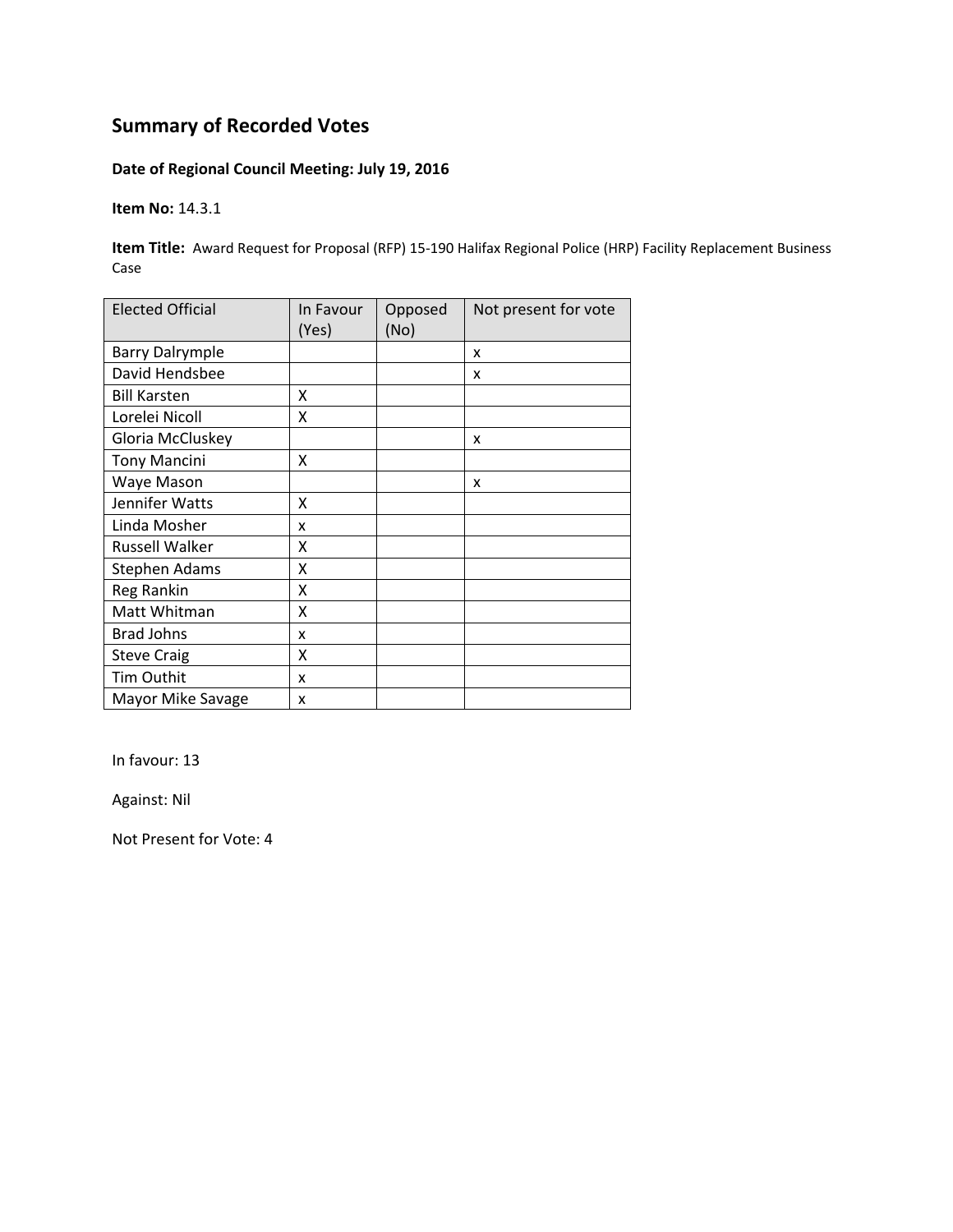# Summary of Recorded Votes

**Date of Regional Council Meeting: July 19, 2016**

**Item No:** 14.3.1

**Item Title:** Award Request for Proposal (RFP) 15-190 Halifax Regional Police (HRP) Facility Replacement Business Case

| Elected Official | In Favour (Yes) | Opposed (No) | Not present for vote |
|---|---|---|---|
| Barry Dalrymple | | | x |
| David Hendsbee | | | x |
| Bill Karsten | X | | |
| Lorelei Nicoll | X | | |
| Gloria McCluskey | | | x |
| Tony Mancini | X | | |
| Waye Mason | | | x |
| Jennifer Watts | X | | |
| Linda Mosher | x | | |
| Russell Walker | X | | |
| Stephen Adams | X | | |
| Reg Rankin | X | | |
| Matt Whitman | X | | |
| Brad Johns | x | | |
| Steve Craig | X | | |
| Tim Outhit | x | | |
| Mayor Mike Savage | x | | |

In favour: 13

Against: Nil

Not Present for Vote: 4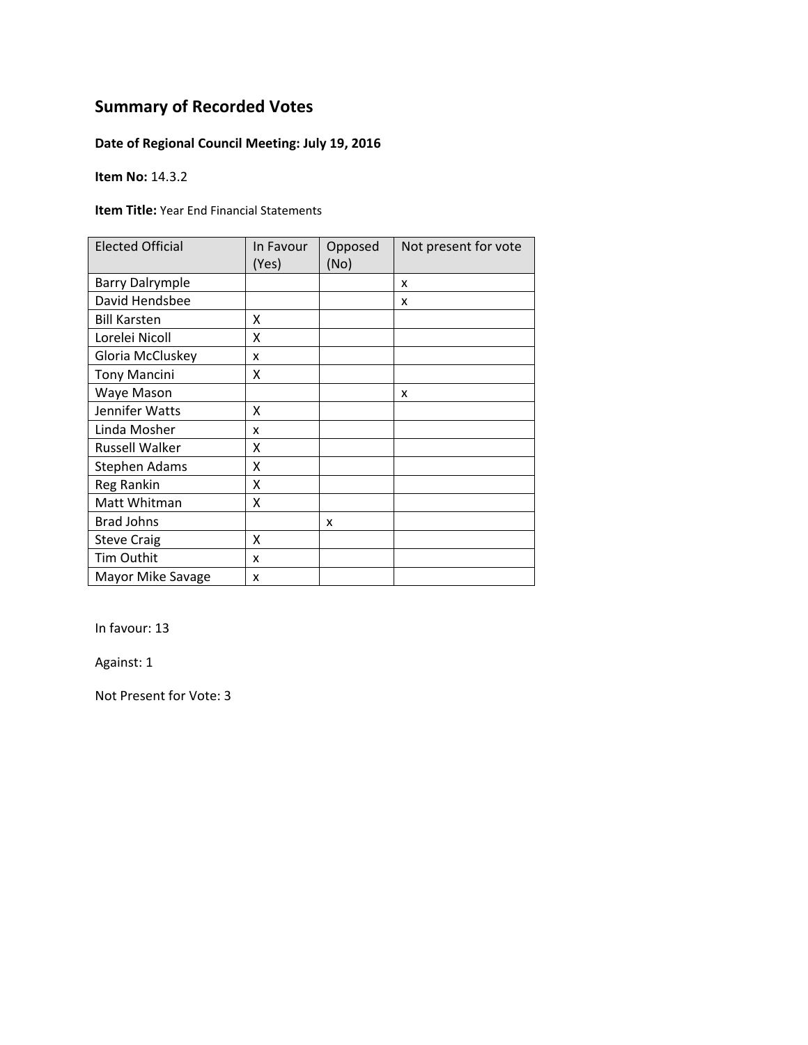# Summary of Recorded Votes

**Date of Regional Council Meeting: July 19, 2016**

**Item No:** 14.3.2

**Item Title:** Year End Financial Statements

| Elected Official | In Favour (Yes) | Opposed (No) | Not present for vote |
|---|---|---|---|
| Barry Dalrymple | | | x |
| David Hendsbee | | | x |
| Bill Karsten | X | | |
| Lorelei Nicoll | X | | |
| Gloria McCluskey | x | | |
| Tony Mancini | X | | |
| Waye Mason | | | x |
| Jennifer Watts | X | | |
| Linda Mosher | x | | |
| Russell Walker | X | | |
| Stephen Adams | X | | |
| Reg Rankin | X | | |
| Matt Whitman | X | | |
| Brad Johns | | x | |
| Steve Craig | X | | |
| Tim Outhit | x | | |
| Mayor Mike Savage | x | | |

In favour: 13

Against: 1

Not Present for Vote: 3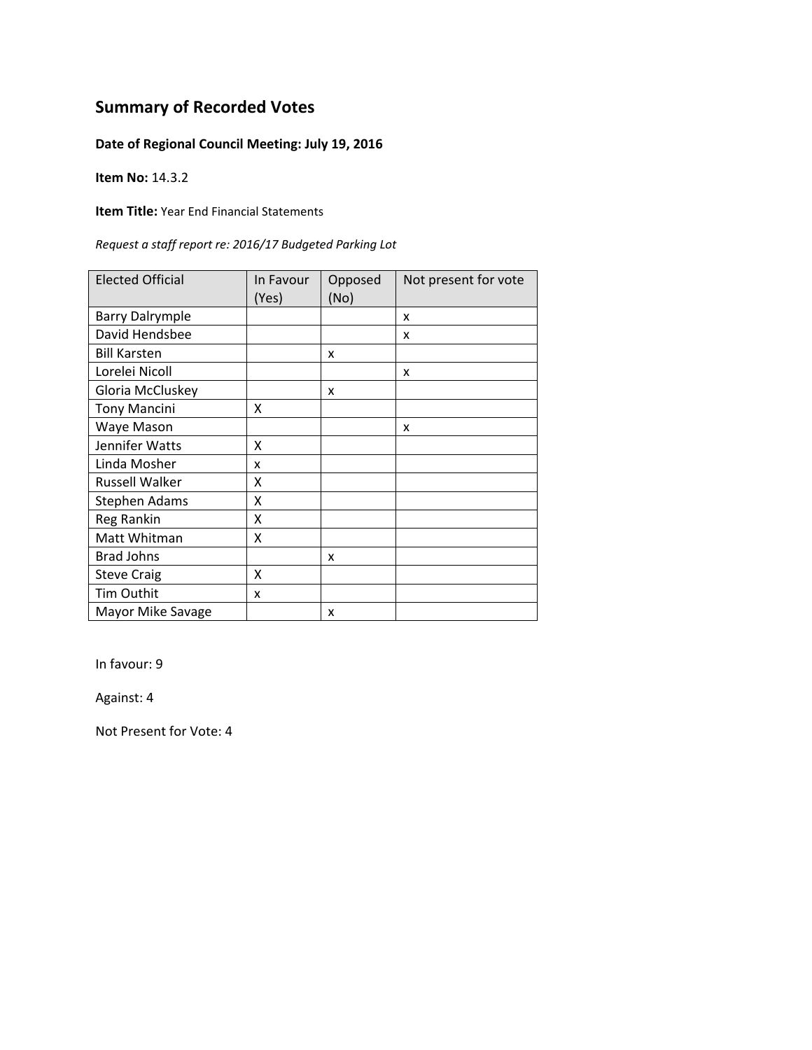## Summary of Recorded Votes

**Date of Regional Council Meeting: July 19, 2016**

**Item No:** 14.3.2

**Item Title:** Year End Financial Statements

*Request a staff report re: 2016/17 Budgeted Parking Lot*

| Elected Official | In Favour (Yes) | Opposed (No) | Not present for vote |
|---|---|---|---|
| Barry Dalrymple | | | x |
| David Hendsbee | | | x |
| Bill Karsten | | x | |
| Lorelei Nicoll | | | x |
| Gloria McCluskey | | x | |
| Tony Mancini | X | | |
| Waye Mason | | | x |
| Jennifer Watts | X | | |
| Linda Mosher | x | | |
| Russell Walker | X | | |
| Stephen Adams | X | | |
| Reg Rankin | X | | |
| Matt Whitman | X | | |
| Brad Johns | | x | |
| Steve Craig | X | | |
| Tim Outhit | x | | |
| Mayor Mike Savage | | x | |

In favour: 9

Against: 4

Not Present for Vote: 4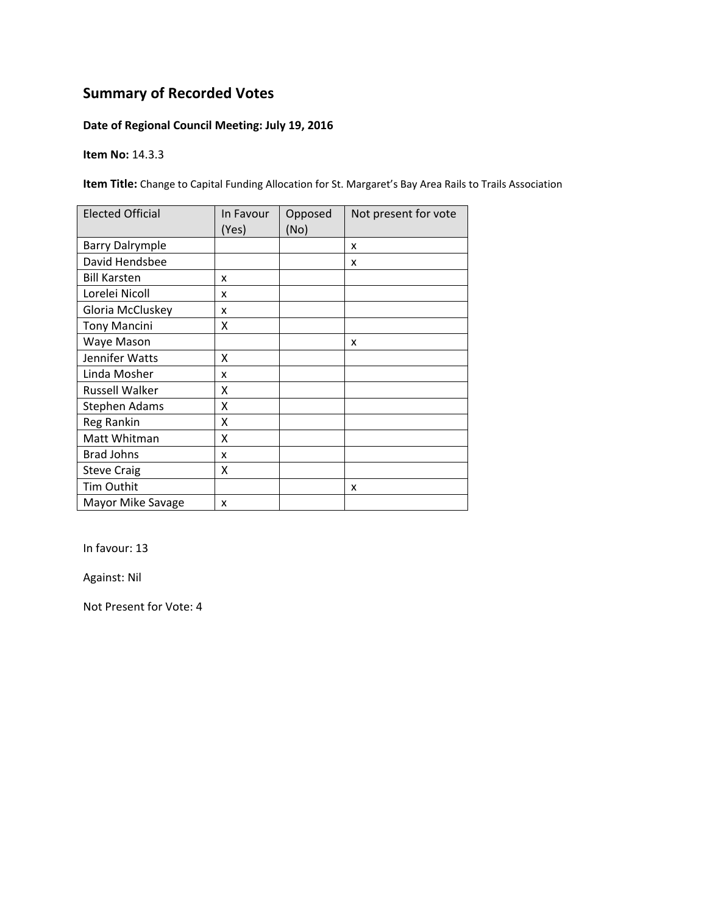## Summary of Recorded Votes

**Date of Regional Council Meeting: July 19, 2016**

**Item No:** 14.3.3

**Item Title:** Change to Capital Funding Allocation for St. Margaret's Bay Area Rails to Trails Association

| Elected Official | In Favour (Yes) | Opposed (No) | Not present for vote |
|---|---|---|---|
| Barry Dalrymple | | | x |
| David Hendsbee | | | x |
| Bill Karsten | x | | |
| Lorelei Nicoll | x | | |
| Gloria McCluskey | x | | |
| Tony Mancini | X | | |
| Waye Mason | | | x |
| Jennifer Watts | X | | |
| Linda Mosher | x | | |
| Russell Walker | X | | |
| Stephen Adams | X | | |
| Reg Rankin | X | | |
| Matt Whitman | X | | |
| Brad Johns | x | | |
| Steve Craig | X | | |
| Tim Outhit | | | x |
| Mayor Mike Savage | x | | |

In favour: 13

Against: Nil

Not Present for Vote: 4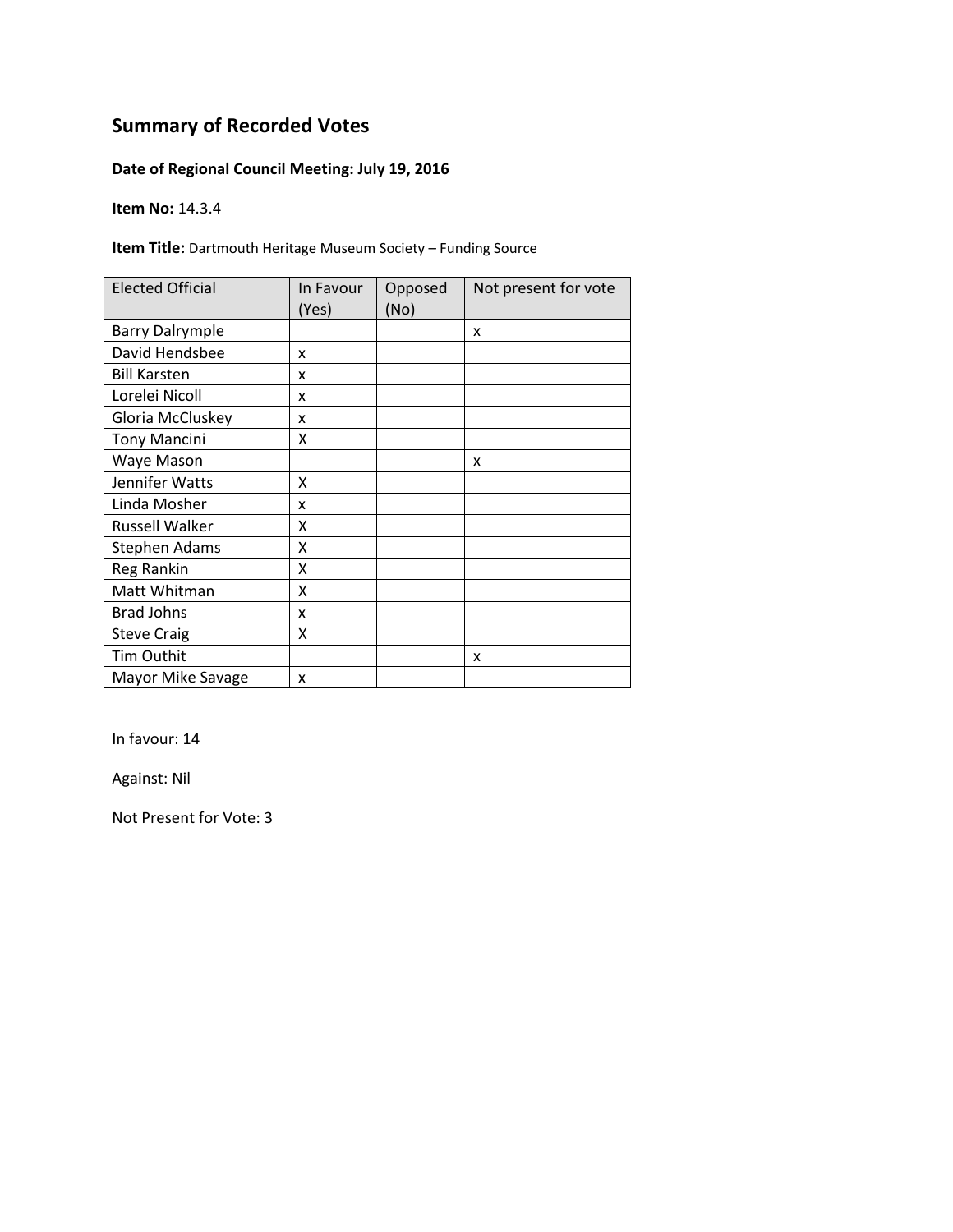## Summary of Recorded Votes

**Date of Regional Council Meeting: July 19, 2016**

**Item No:** 14.3.4

**Item Title:** Dartmouth Heritage Museum Society – Funding Source

| Elected Official | In Favour (Yes) | Opposed (No) | Not present for vote |
|---|---|---|---|
| Barry Dalrymple | | | x |
| David Hendsbee | x | | |
| Bill Karsten | x | | |
| Lorelei Nicoll | x | | |
| Gloria McCluskey | x | | |
| Tony Mancini | X | | |
| Waye Mason | | | x |
| Jennifer Watts | X | | |
| Linda Mosher | x | | |
| Russell Walker | X | | |
| Stephen Adams | X | | |
| Reg Rankin | X | | |
| Matt Whitman | X | | |
| Brad Johns | x | | |
| Steve Craig | X | | |
| Tim Outhit | | | x |
| Mayor Mike Savage | x | | |

In favour: 14

Against: Nil

Not Present for Vote: 3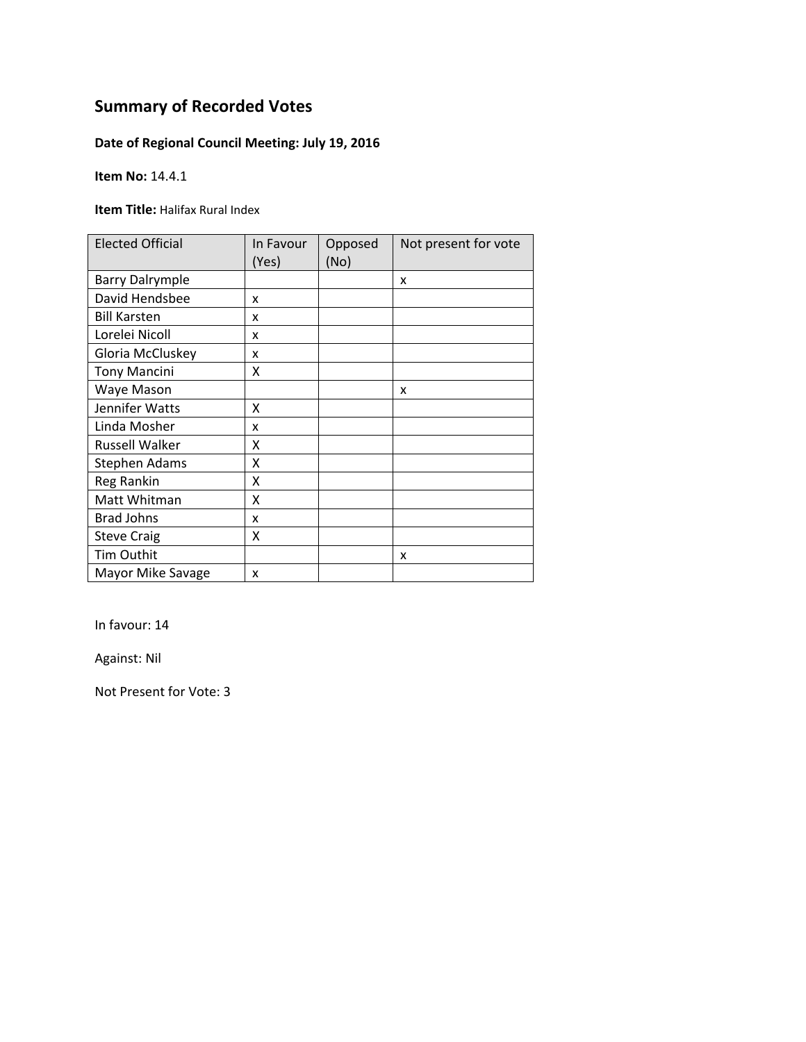## Summary of Recorded Votes

**Date of Regional Council Meeting: July 19, 2016**

**Item No:** 14.4.1

**Item Title:** Halifax Rural Index

| Elected Official | In Favour (Yes) | Opposed (No) | Not present for vote |
|---|---|---|---|
| Barry Dalrymple | | | x |
| David Hendsbee | x | | |
| Bill Karsten | x | | |
| Lorelei Nicoll | x | | |
| Gloria McCluskey | x | | |
| Tony Mancini | X | | |
| Waye Mason | | | x |
| Jennifer Watts | X | | |
| Linda Mosher | x | | |
| Russell Walker | X | | |
| Stephen Adams | X | | |
| Reg Rankin | X | | |
| Matt Whitman | X | | |
| Brad Johns | x | | |
| Steve Craig | X | | |
| Tim Outhit | | | x |
| Mayor Mike Savage | x | | |

In favour: 14

Against: Nil

Not Present for Vote: 3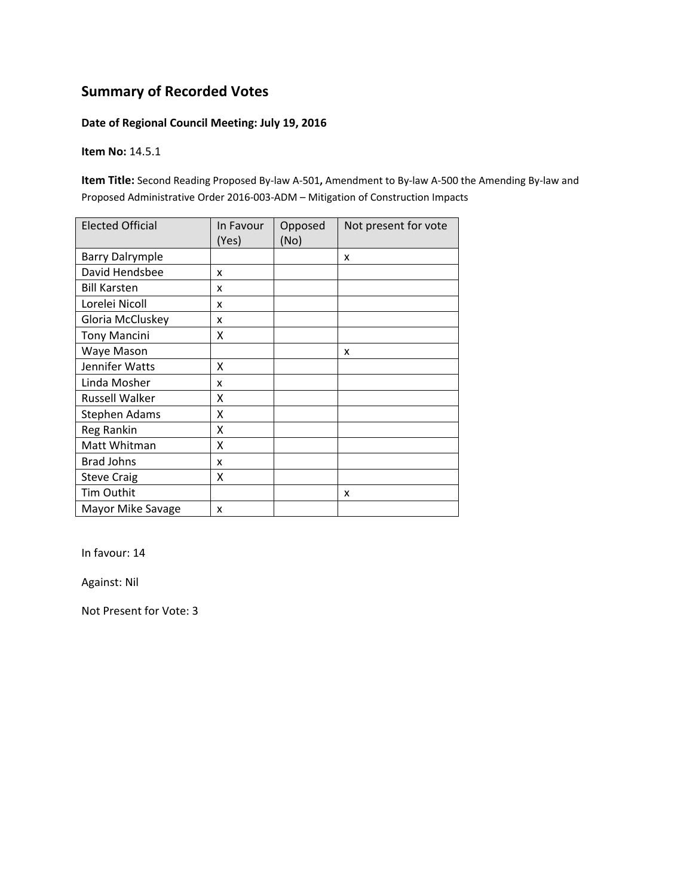## Summary of Recorded Votes

**Date of Regional Council Meeting: July 19, 2016**

**Item No:** 14.5.1

**Item Title:** Second Reading Proposed By-law A-501**,** Amendment to By-law A-500 the Amending By-law and Proposed Administrative Order 2016-003-ADM – Mitigation of Construction Impacts

| Elected Official | In Favour (Yes) | Opposed (No) | Not present for vote |
|---|---|---|---|
| Barry Dalrymple | | | x |
| David Hendsbee | x | | |
| Bill Karsten | x | | |
| Lorelei Nicoll | x | | |
| Gloria McCluskey | x | | |
| Tony Mancini | X | | |
| Waye Mason | | | x |
| Jennifer Watts | X | | |
| Linda Mosher | x | | |
| Russell Walker | X | | |
| Stephen Adams | X | | |
| Reg Rankin | X | | |
| Matt Whitman | X | | |
| Brad Johns | x | | |
| Steve Craig | X | | |
| Tim Outhit | | | x |
| Mayor Mike Savage | x | | |

In favour: 14

Against: Nil

Not Present for Vote: 3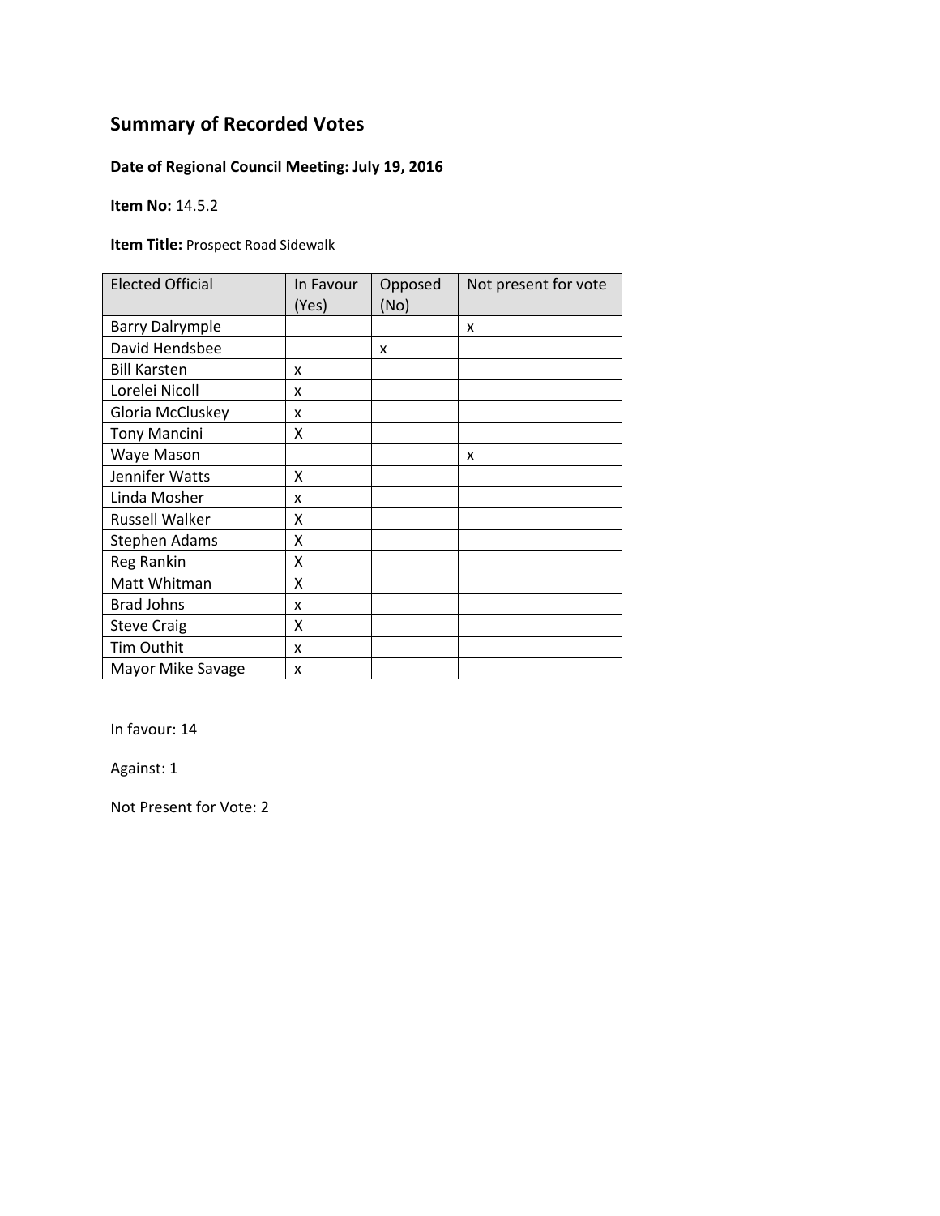## Summary of Recorded Votes

**Date of Regional Council Meeting: July 19, 2016**

**Item No:** 14.5.2

**Item Title:** Prospect Road Sidewalk

| Elected Official | In Favour (Yes) | Opposed (No) | Not present for vote |
|---|---|---|---|
| Barry Dalrymple | | | x |
| David Hendsbee | | x | |
| Bill Karsten | x | | |
| Lorelei Nicoll | x | | |
| Gloria McCluskey | x | | |
| Tony Mancini | X | | |
| Waye Mason | | | x |
| Jennifer Watts | X | | |
| Linda Mosher | x | | |
| Russell Walker | X | | |
| Stephen Adams | X | | |
| Reg Rankin | X | | |
| Matt Whitman | X | | |
| Brad Johns | x | | |
| Steve Craig | X | | |
| Tim Outhit | x | | |
| Mayor Mike Savage | x | | |

In favour: 14

Against: 1

Not Present for Vote: 2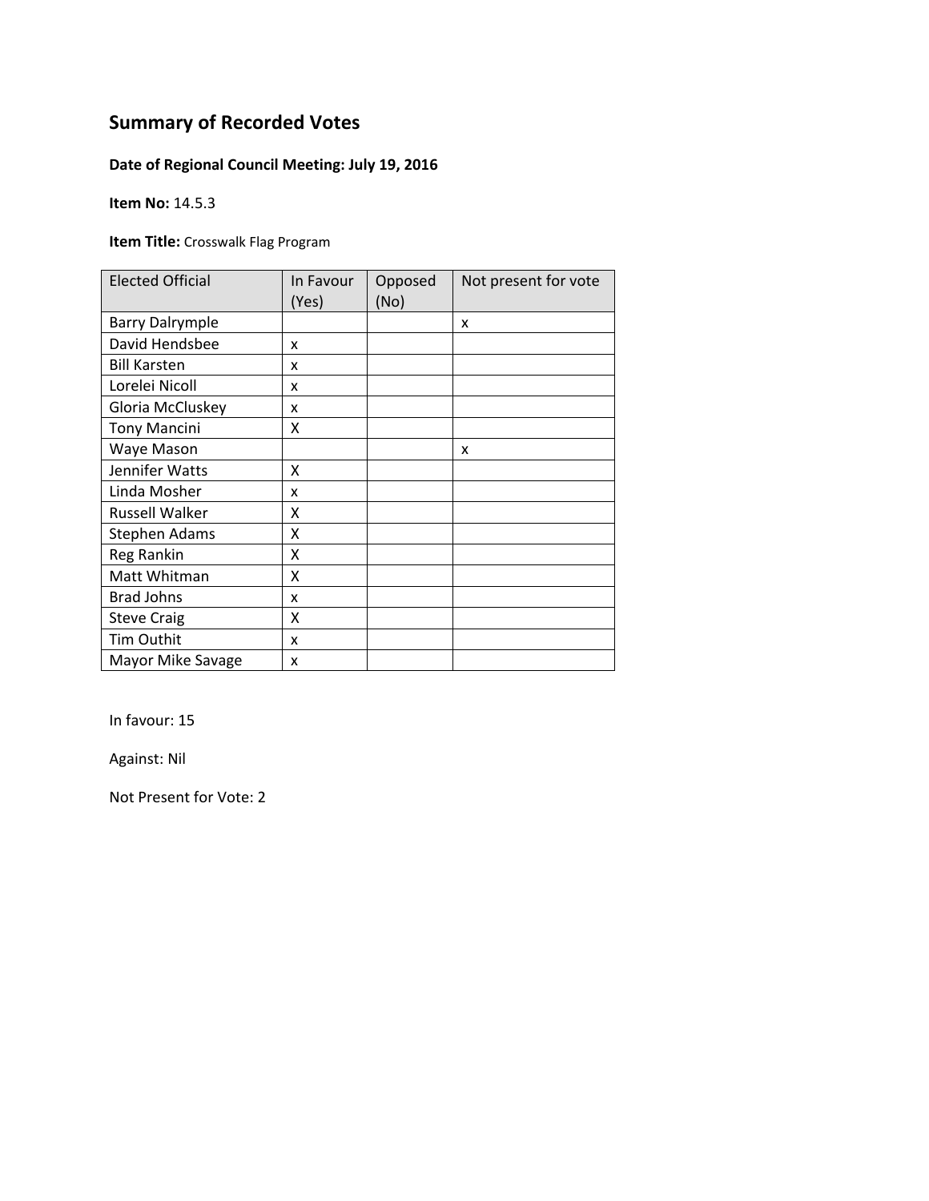## Summary of Recorded Votes

**Date of Regional Council Meeting: July 19, 2016**

**Item No:** 14.5.3

**Item Title:** Crosswalk Flag Program

| Elected Official | In Favour (Yes) | Opposed (No) | Not present for vote |
|---|---|---|---|
| Barry Dalrymple | | | x |
| David Hendsbee | x | | |
| Bill Karsten | x | | |
| Lorelei Nicoll | x | | |
| Gloria McCluskey | x | | |
| Tony Mancini | X | | |
| Waye Mason | | | x |
| Jennifer Watts | X | | |
| Linda Mosher | x | | |
| Russell Walker | X | | |
| Stephen Adams | X | | |
| Reg Rankin | X | | |
| Matt Whitman | X | | |
| Brad Johns | x | | |
| Steve Craig | X | | |
| Tim Outhit | x | | |
| Mayor Mike Savage | x | | |

In favour: 15

Against: Nil

Not Present for Vote: 2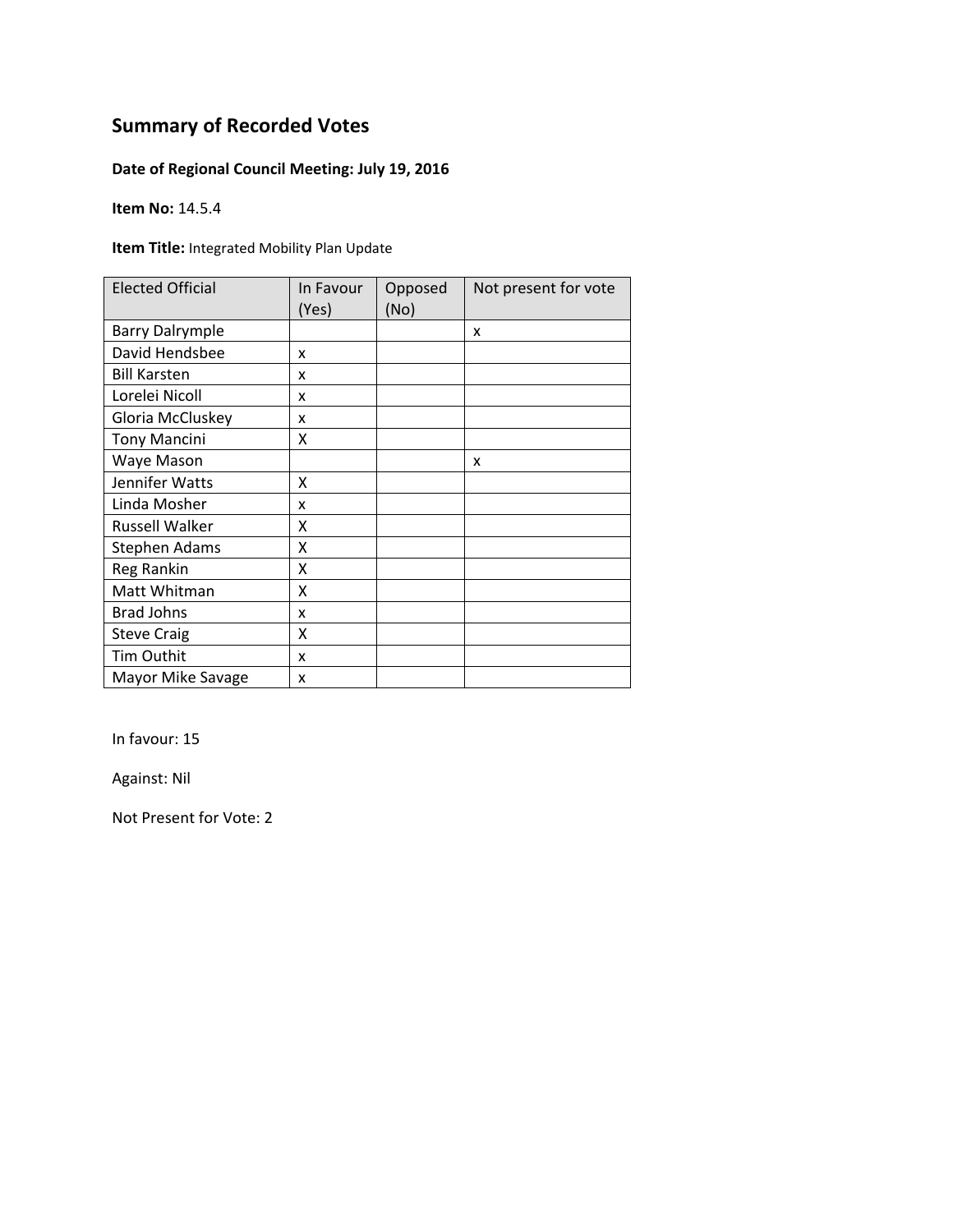## Summary of Recorded Votes

**Date of Regional Council Meeting: July 19, 2016**

**Item No:** 14.5.4

**Item Title:** Integrated Mobility Plan Update

| Elected Official | In Favour (Yes) | Opposed (No) | Not present for vote |
|---|---|---|---|
| Barry Dalrymple | | | x |
| David Hendsbee | x | | |
| Bill Karsten | x | | |
| Lorelei Nicoll | x | | |
| Gloria McCluskey | x | | |
| Tony Mancini | X | | |
| Waye Mason | | | x |
| Jennifer Watts | X | | |
| Linda Mosher | x | | |
| Russell Walker | X | | |
| Stephen Adams | X | | |
| Reg Rankin | X | | |
| Matt Whitman | X | | |
| Brad Johns | x | | |
| Steve Craig | X | | |
| Tim Outhit | x | | |
| Mayor Mike Savage | x | | |

In favour: 15

Against: Nil

Not Present for Vote: 2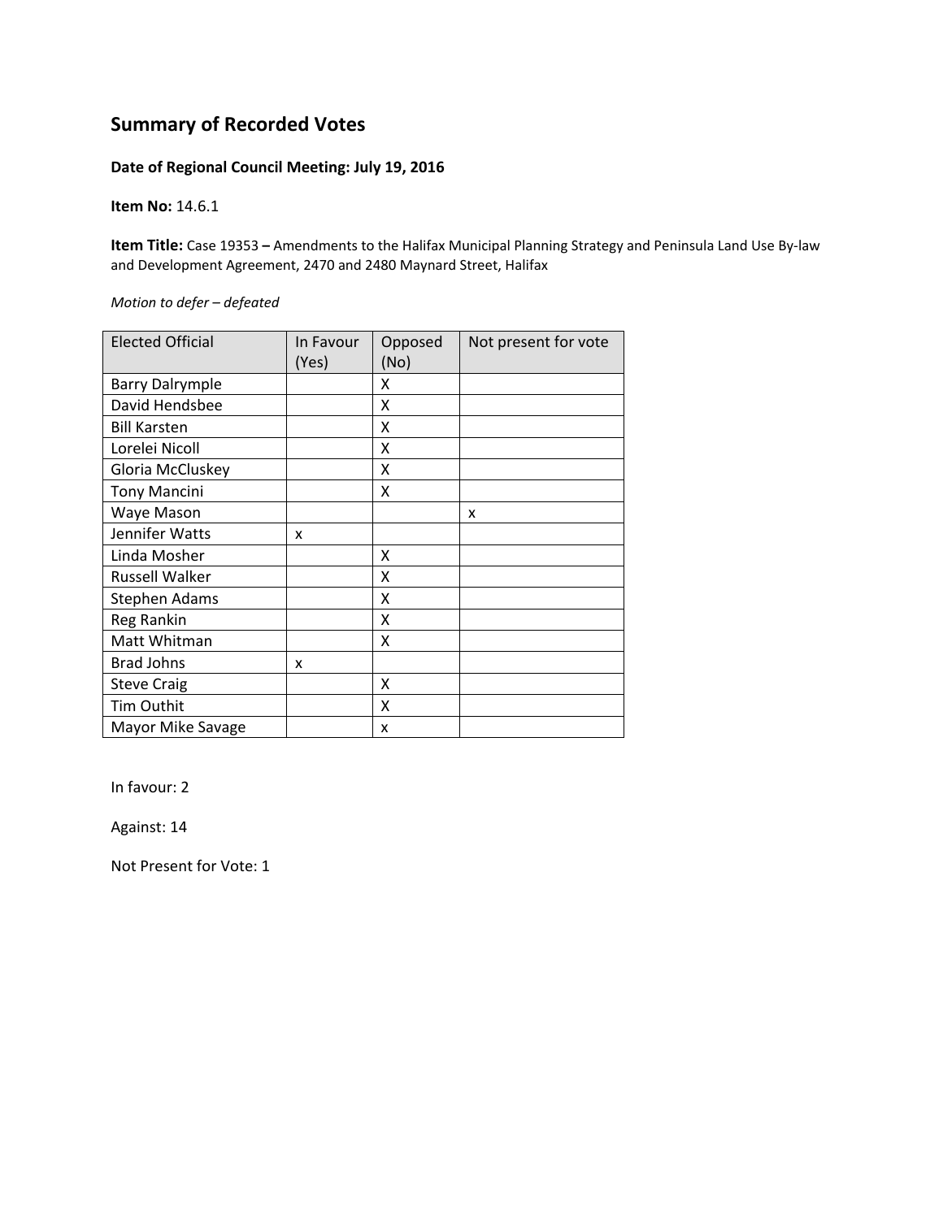## Summary of Recorded Votes

**Date of Regional Council Meeting: July 19, 2016**

**Item No:** 14.6.1

**Item Title:** Case 19353 **–** Amendments to the Halifax Municipal Planning Strategy and Peninsula Land Use By-law and Development Agreement, 2470 and 2480 Maynard Street, Halifax

*Motion to defer – defeated*

| Elected Official | In Favour (Yes) | Opposed (No) | Not present for vote |
|---|---|---|---|
| Barry Dalrymple | | X | |
| David Hendsbee | | X | |
| Bill Karsten | | X | |
| Lorelei Nicoll | | X | |
| Gloria McCluskey | | X | |
| Tony Mancini | | X | |
| Waye Mason | | | x |
| Jennifer Watts | x | | |
| Linda Mosher | | X | |
| Russell Walker | | X | |
| Stephen Adams | | X | |
| Reg Rankin | | X | |
| Matt Whitman | | X | |
| Brad Johns | x | | |
| Steve Craig | | X | |
| Tim Outhit | | X | |
| Mayor Mike Savage | | x | |

In favour: 2

Against: 14

Not Present for Vote: 1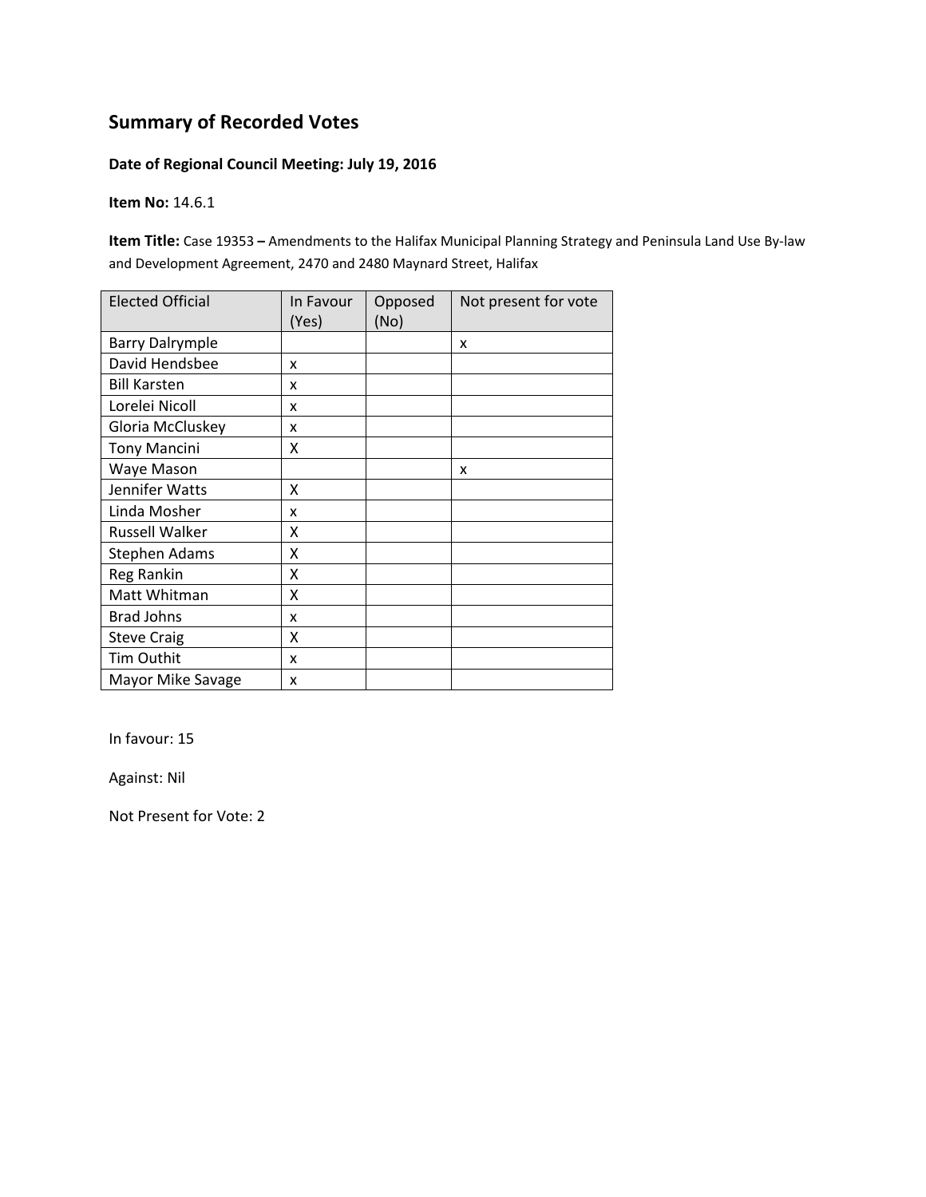## Summary of Recorded Votes

**Date of Regional Council Meeting: July 19, 2016**

**Item No:** 14.6.1

**Item Title:** Case 19353 **–** Amendments to the Halifax Municipal Planning Strategy and Peninsula Land Use By-law and Development Agreement, 2470 and 2480 Maynard Street, Halifax

| Elected Official | In Favour (Yes) | Opposed (No) | Not present for vote |
|---|---|---|---|
| Barry Dalrymple | | | x |
| David Hendsbee | x | | |
| Bill Karsten | x | | |
| Lorelei Nicoll | x | | |
| Gloria McCluskey | x | | |
| Tony Mancini | X | | |
| Waye Mason | | | x |
| Jennifer Watts | X | | |
| Linda Mosher | x | | |
| Russell Walker | X | | |
| Stephen Adams | X | | |
| Reg Rankin | X | | |
| Matt Whitman | X | | |
| Brad Johns | x | | |
| Steve Craig | X | | |
| Tim Outhit | x | | |
| Mayor Mike Savage | x | | |

In favour: 15

Against: Nil

Not Present for Vote: 2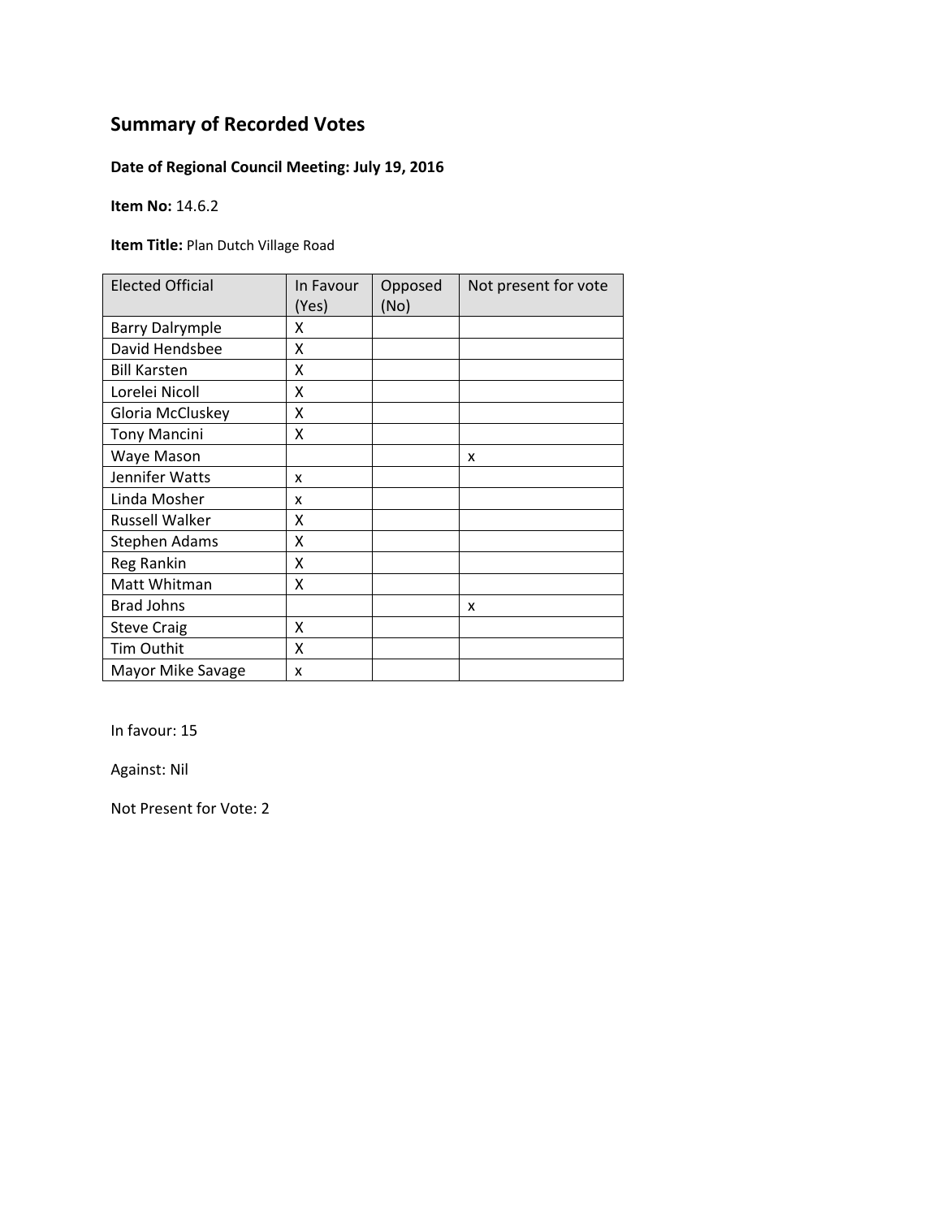## Summary of Recorded Votes

**Date of Regional Council Meeting: July 19, 2016**

**Item No:** 14.6.2

**Item Title:** Plan Dutch Village Road

| Elected Official | In Favour (Yes) | Opposed (No) | Not present for vote |
|---|---|---|---|
| Barry Dalrymple | X | | |
| David Hendsbee | X | | |
| Bill Karsten | X | | |
| Lorelei Nicoll | X | | |
| Gloria McCluskey | X | | |
| Tony Mancini | X | | |
| Waye Mason | | | x |
| Jennifer Watts | x | | |
| Linda Mosher | x | | |
| Russell Walker | X | | |
| Stephen Adams | X | | |
| Reg Rankin | X | | |
| Matt Whitman | X | | |
| Brad Johns | | | x |
| Steve Craig | X | | |
| Tim Outhit | X | | |
| Mayor Mike Savage | x | | |

In favour: 15

Against: Nil

Not Present for Vote: 2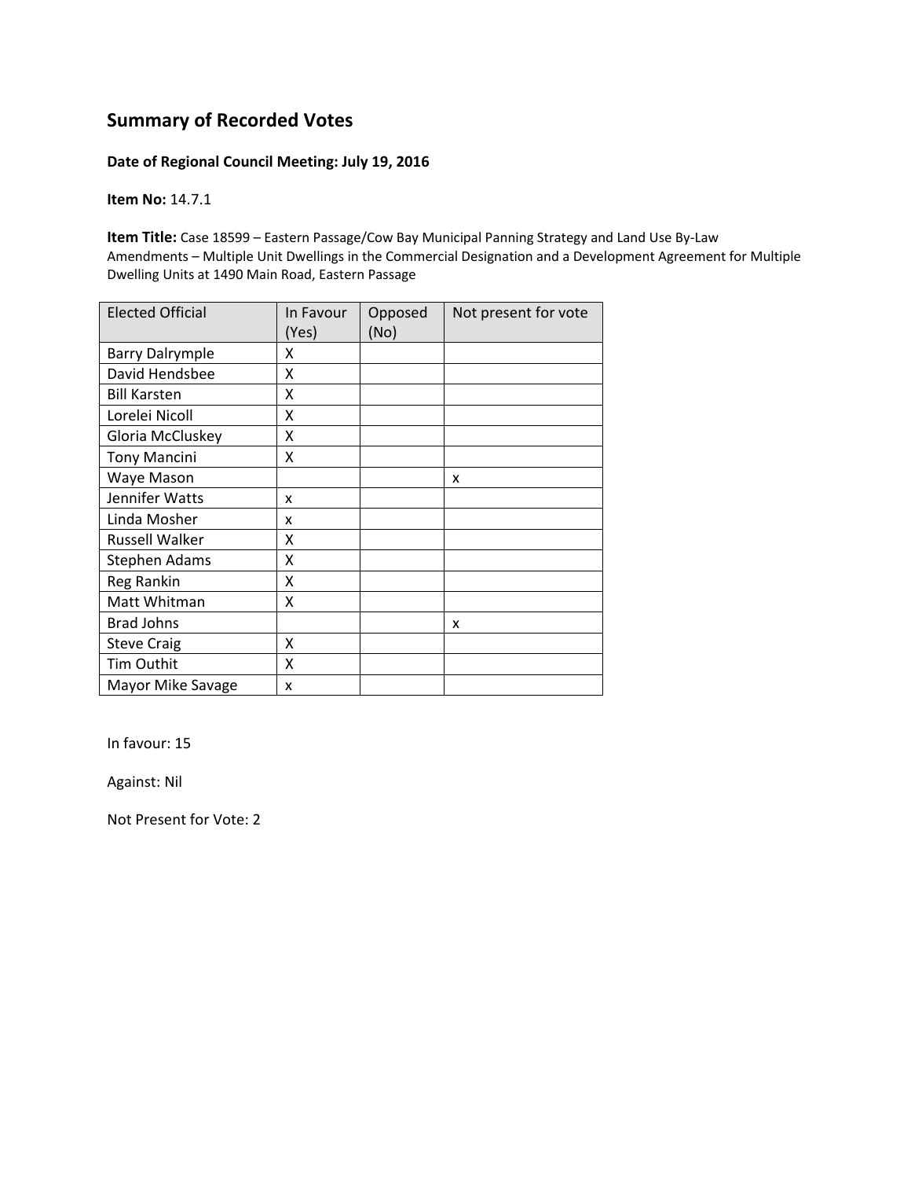## Summary of Recorded Votes

**Date of Regional Council Meeting: July 19, 2016**

**Item No:** 14.7.1

**Item Title:** Case 18599 – Eastern Passage/Cow Bay Municipal Panning Strategy and Land Use By-Law Amendments – Multiple Unit Dwellings in the Commercial Designation and a Development Agreement for Multiple Dwelling Units at 1490 Main Road, Eastern Passage

| Elected Official | In Favour (Yes) | Opposed (No) | Not present for vote |
|---|---|---|---|
| Barry Dalrymple | X | | |
| David Hendsbee | X | | |
| Bill Karsten | X | | |
| Lorelei Nicoll | X | | |
| Gloria McCluskey | X | | |
| Tony Mancini | X | | |
| Waye Mason | | | x |
| Jennifer Watts | x | | |
| Linda Mosher | x | | |
| Russell Walker | X | | |
| Stephen Adams | X | | |
| Reg Rankin | X | | |
| Matt Whitman | X | | |
| Brad Johns | | | x |
| Steve Craig | X | | |
| Tim Outhit | X | | |
| Mayor Mike Savage | x | | |

In favour: 15

Against: Nil

Not Present for Vote: 2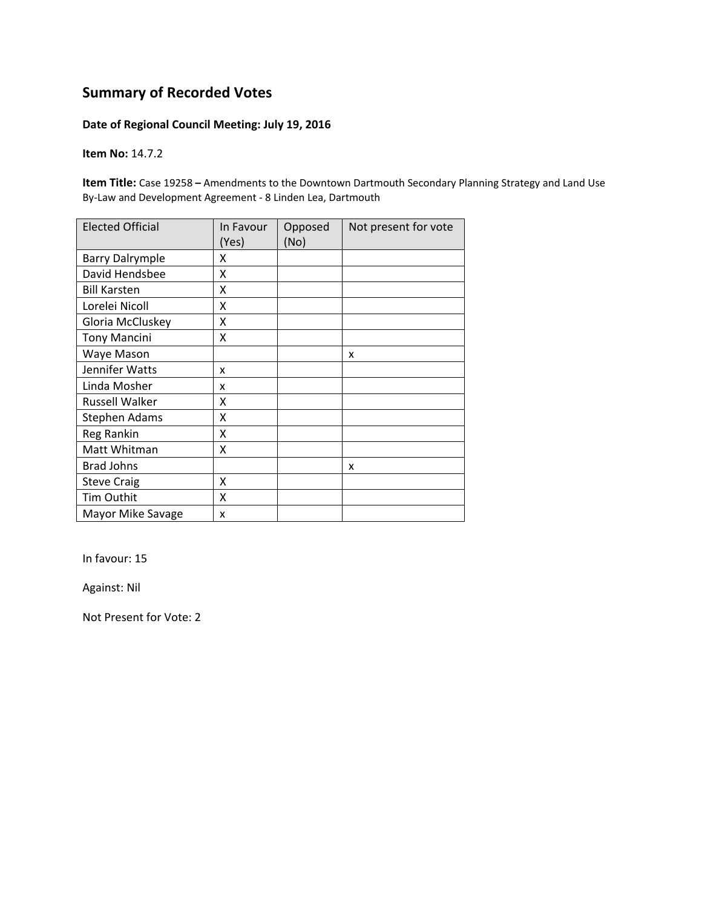## Summary of Recorded Votes

**Date of Regional Council Meeting: July 19, 2016**

**Item No:** 14.7.2

**Item Title:** Case 19258 **–** Amendments to the Downtown Dartmouth Secondary Planning Strategy and Land Use By-Law and Development Agreement - 8 Linden Lea, Dartmouth

| Elected Official | In Favour (Yes) | Opposed (No) | Not present for vote |
|---|---|---|---|
| Barry Dalrymple | X | | |
| David Hendsbee | X | | |
| Bill Karsten | X | | |
| Lorelei Nicoll | X | | |
| Gloria McCluskey | X | | |
| Tony Mancini | X | | |
| Waye Mason | | | x |
| Jennifer Watts | x | | |
| Linda Mosher | x | | |
| Russell Walker | X | | |
| Stephen Adams | X | | |
| Reg Rankin | X | | |
| Matt Whitman | X | | |
| Brad Johns | | | x |
| Steve Craig | X | | |
| Tim Outhit | X | | |
| Mayor Mike Savage | x | | |

In favour: 15

Against: Nil

Not Present for Vote: 2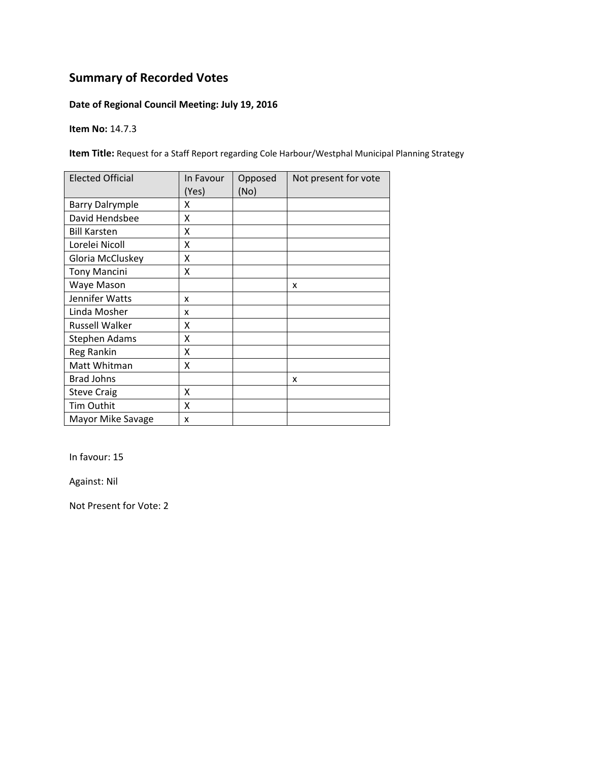# Summary of Recorded Votes

**Date of Regional Council Meeting: July 19, 2016**

**Item No:** 14.7.3

**Item Title:** Request for a Staff Report regarding Cole Harbour/Westphal Municipal Planning Strategy

| Elected Official | In Favour (Yes) | Opposed (No) | Not present for vote |
|---|---|---|---|
| Barry Dalrymple | X | | |
| David Hendsbee | X | | |
| Bill Karsten | X | | |
| Lorelei Nicoll | X | | |
| Gloria McCluskey | X | | |
| Tony Mancini | X | | |
| Waye Mason | | | x |
| Jennifer Watts | x | | |
| Linda Mosher | x | | |
| Russell Walker | X | | |
| Stephen Adams | X | | |
| Reg Rankin | X | | |
| Matt Whitman | X | | |
| Brad Johns | | | x |
| Steve Craig | X | | |
| Tim Outhit | X | | |
| Mayor Mike Savage | x | | |

In favour: 15

Against: Nil

Not Present for Vote: 2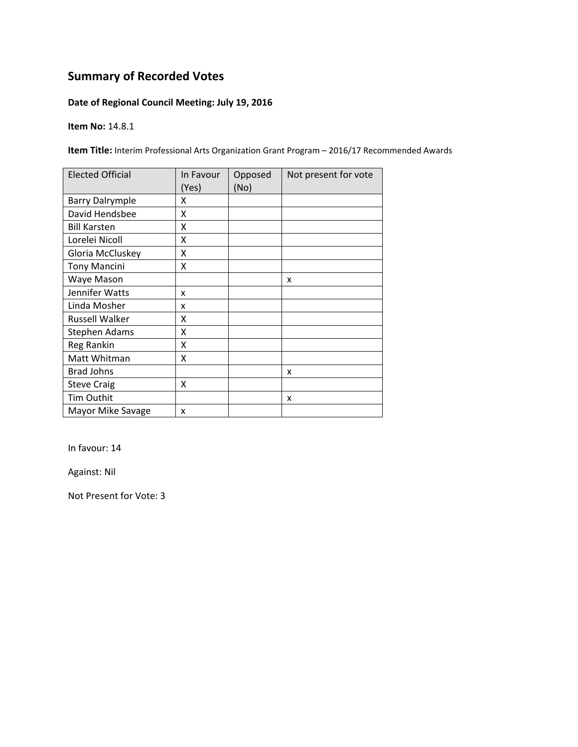# Summary of Recorded Votes

**Date of Regional Council Meeting: July 19, 2016**

**Item No:** 14.8.1

**Item Title:** Interim Professional Arts Organization Grant Program – 2016/17 Recommended Awards

| Elected Official | In Favour (Yes) | Opposed (No) | Not present for vote |
|---|---|---|---|
| Barry Dalrymple | X | | |
| David Hendsbee | X | | |
| Bill Karsten | X | | |
| Lorelei Nicoll | X | | |
| Gloria McCluskey | X | | |
| Tony Mancini | X | | |
| Waye Mason | | | x |
| Jennifer Watts | x | | |
| Linda Mosher | x | | |
| Russell Walker | X | | |
| Stephen Adams | X | | |
| Reg Rankin | X | | |
| Matt Whitman | X | | |
| Brad Johns | | | x |
| Steve Craig | X | | |
| Tim Outhit | | | x |
| Mayor Mike Savage | x | | |

In favour: 14

Against: Nil

Not Present for Vote: 3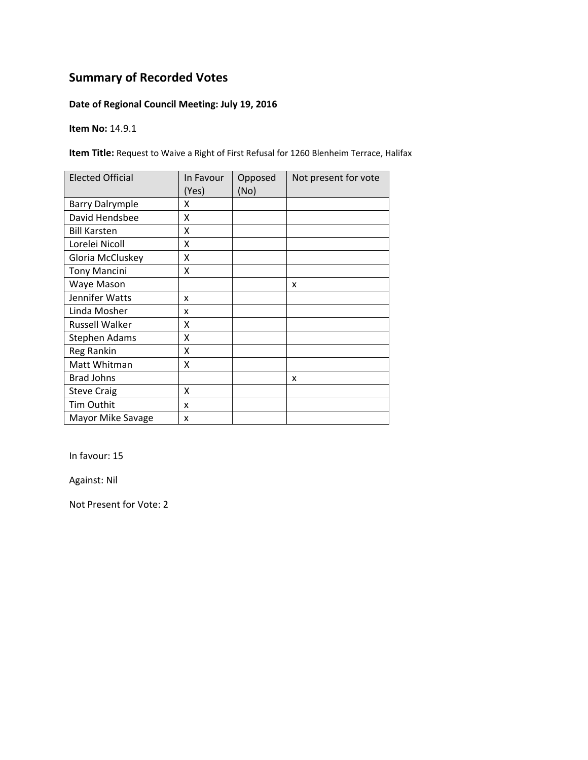## Summary of Recorded Votes

**Date of Regional Council Meeting: July 19, 2016**

**Item No:** 14.9.1

**Item Title:** Request to Waive a Right of First Refusal for 1260 Blenheim Terrace, Halifax

| Elected Official | In Favour (Yes) | Opposed (No) | Not present for vote |
|---|---|---|---|
| Barry Dalrymple | X | | |
| David Hendsbee | X | | |
| Bill Karsten | X | | |
| Lorelei Nicoll | X | | |
| Gloria McCluskey | X | | |
| Tony Mancini | X | | |
| Waye Mason | | | x |
| Jennifer Watts | x | | |
| Linda Mosher | x | | |
| Russell Walker | X | | |
| Stephen Adams | X | | |
| Reg Rankin | X | | |
| Matt Whitman | X | | |
| Brad Johns | | | x |
| Steve Craig | X | | |
| Tim Outhit | x | | |
| Mayor Mike Savage | x | | |

In favour: 15

Against: Nil

Not Present for Vote: 2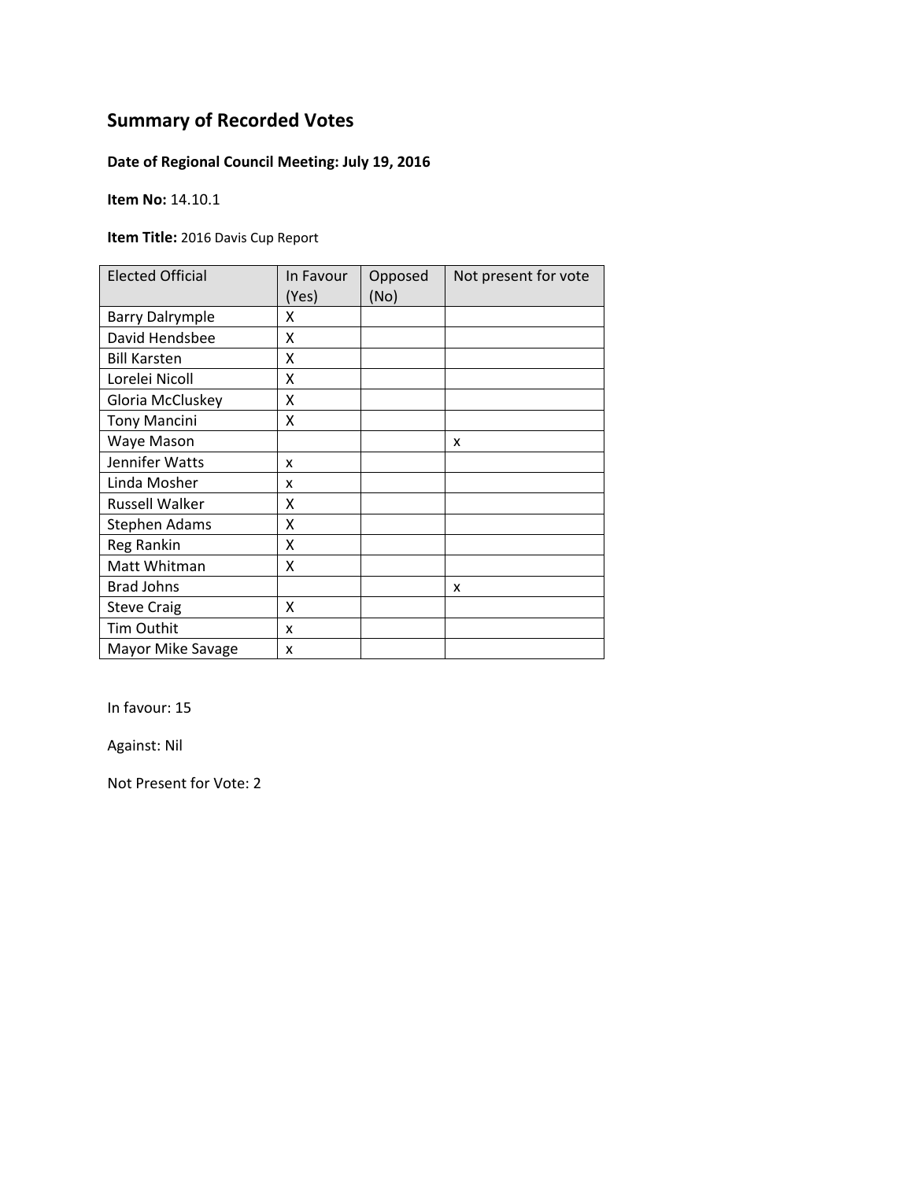# Summary of Recorded Votes

**Date of Regional Council Meeting: July 19, 2016**

**Item No:** 14.10.1

**Item Title:** 2016 Davis Cup Report

| Elected Official | In Favour (Yes) | Opposed (No) | Not present for vote |
|---|---|---|---|
| Barry Dalrymple | X | | |
| David Hendsbee | X | | |
| Bill Karsten | X | | |
| Lorelei Nicoll | X | | |
| Gloria McCluskey | X | | |
| Tony Mancini | X | | |
| Waye Mason | | | x |
| Jennifer Watts | x | | |
| Linda Mosher | x | | |
| Russell Walker | X | | |
| Stephen Adams | X | | |
| Reg Rankin | X | | |
| Matt Whitman | X | | |
| Brad Johns | | | x |
| Steve Craig | X | | |
| Tim Outhit | x | | |
| Mayor Mike Savage | x | | |

In favour: 15

Against: Nil

Not Present for Vote: 2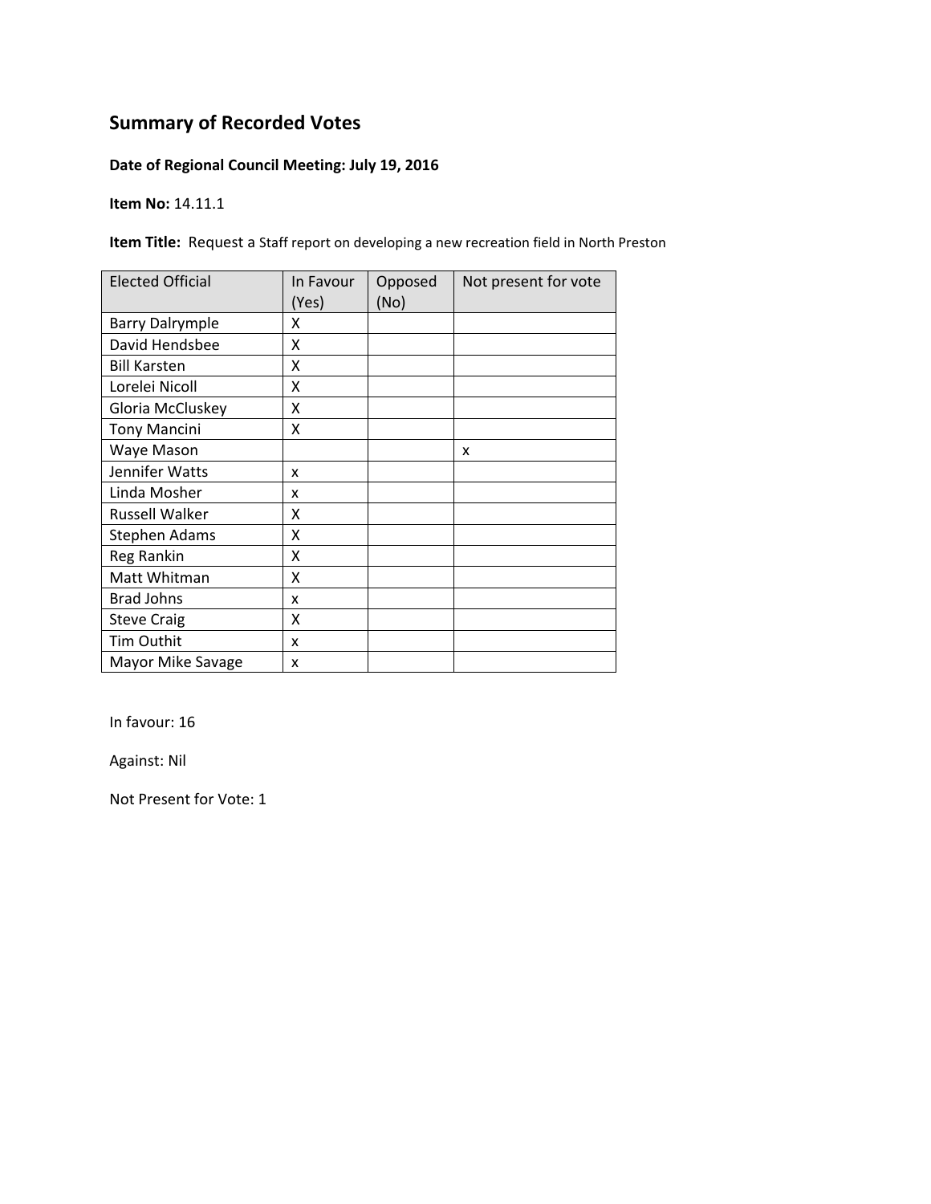## Summary of Recorded Votes

**Date of Regional Council Meeting: July 19, 2016**

**Item No:** 14.11.1

**Item Title:** Request a Staff report on developing a new recreation field in North Preston

| Elected Official | In Favour (Yes) | Opposed (No) | Not present for vote |
|---|---|---|---|
| Barry Dalrymple | X | | |
| David Hendsbee | X | | |
| Bill Karsten | X | | |
| Lorelei Nicoll | X | | |
| Gloria McCluskey | X | | |
| Tony Mancini | X | | |
| Waye Mason | | | x |
| Jennifer Watts | x | | |
| Linda Mosher | x | | |
| Russell Walker | X | | |
| Stephen Adams | X | | |
| Reg Rankin | X | | |
| Matt Whitman | X | | |
| Brad Johns | x | | |
| Steve Craig | X | | |
| Tim Outhit | x | | |
| Mayor Mike Savage | x | | |

In favour: 16

Against: Nil

Not Present for Vote: 1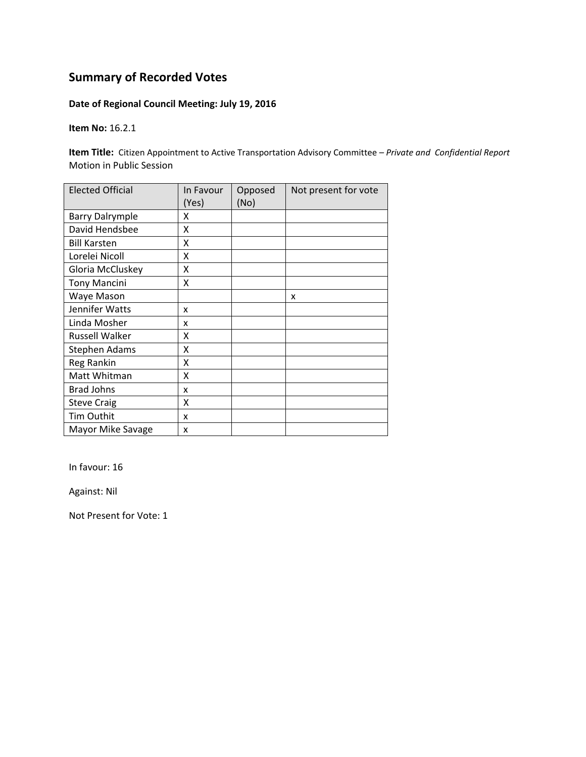## Summary of Recorded Votes

**Date of Regional Council Meeting: July 19, 2016**

**Item No:** 16.2.1

**Item Title:** Citizen Appointment to Active Transportation Advisory Committee – *Private and Confidential Report* Motion in Public Session

| Elected Official | In Favour (Yes) | Opposed (No) | Not present for vote |
|---|---|---|---|
| Barry Dalrymple | X | | |
| David Hendsbee | X | | |
| Bill Karsten | X | | |
| Lorelei Nicoll | X | | |
| Gloria McCluskey | X | | |
| Tony Mancini | X | | |
| Waye Mason | | | x |
| Jennifer Watts | x | | |
| Linda Mosher | x | | |
| Russell Walker | X | | |
| Stephen Adams | X | | |
| Reg Rankin | X | | |
| Matt Whitman | X | | |
| Brad Johns | x | | |
| Steve Craig | X | | |
| Tim Outhit | x | | |
| Mayor Mike Savage | x | | |

In favour: 16

Against: Nil

Not Present for Vote: 1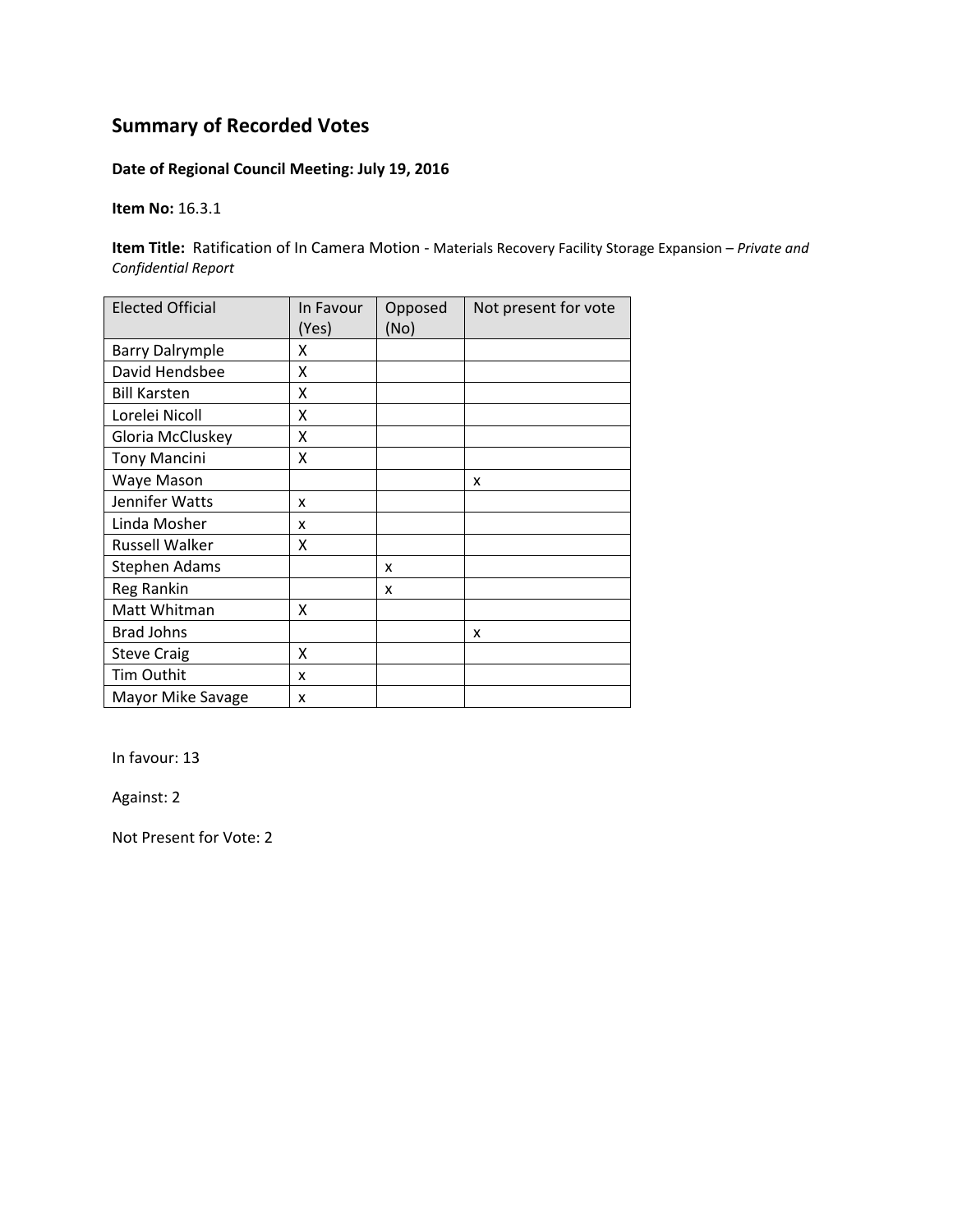## Summary of Recorded Votes

**Date of Regional Council Meeting: July 19, 2016**

**Item No:** 16.3.1

**Item Title:** Ratification of In Camera Motion - Materials Recovery Facility Storage Expansion – *Private and Confidential Report*

| Elected Official | In Favour (Yes) | Opposed (No) | Not present for vote |
|---|---|---|---|
| Barry Dalrymple | X | | |
| David Hendsbee | X | | |
| Bill Karsten | X | | |
| Lorelei Nicoll | X | | |
| Gloria McCluskey | X | | |
| Tony Mancini | X | | |
| Waye Mason | | | x |
| Jennifer Watts | x | | |
| Linda Mosher | x | | |
| Russell Walker | X | | |
| Stephen Adams | | x | |
| Reg Rankin | | x | |
| Matt Whitman | X | | |
| Brad Johns | | | x |
| Steve Craig | X | | |
| Tim Outhit | x | | |
| Mayor Mike Savage | x | | |

In favour: 13

Against: 2

Not Present for Vote: 2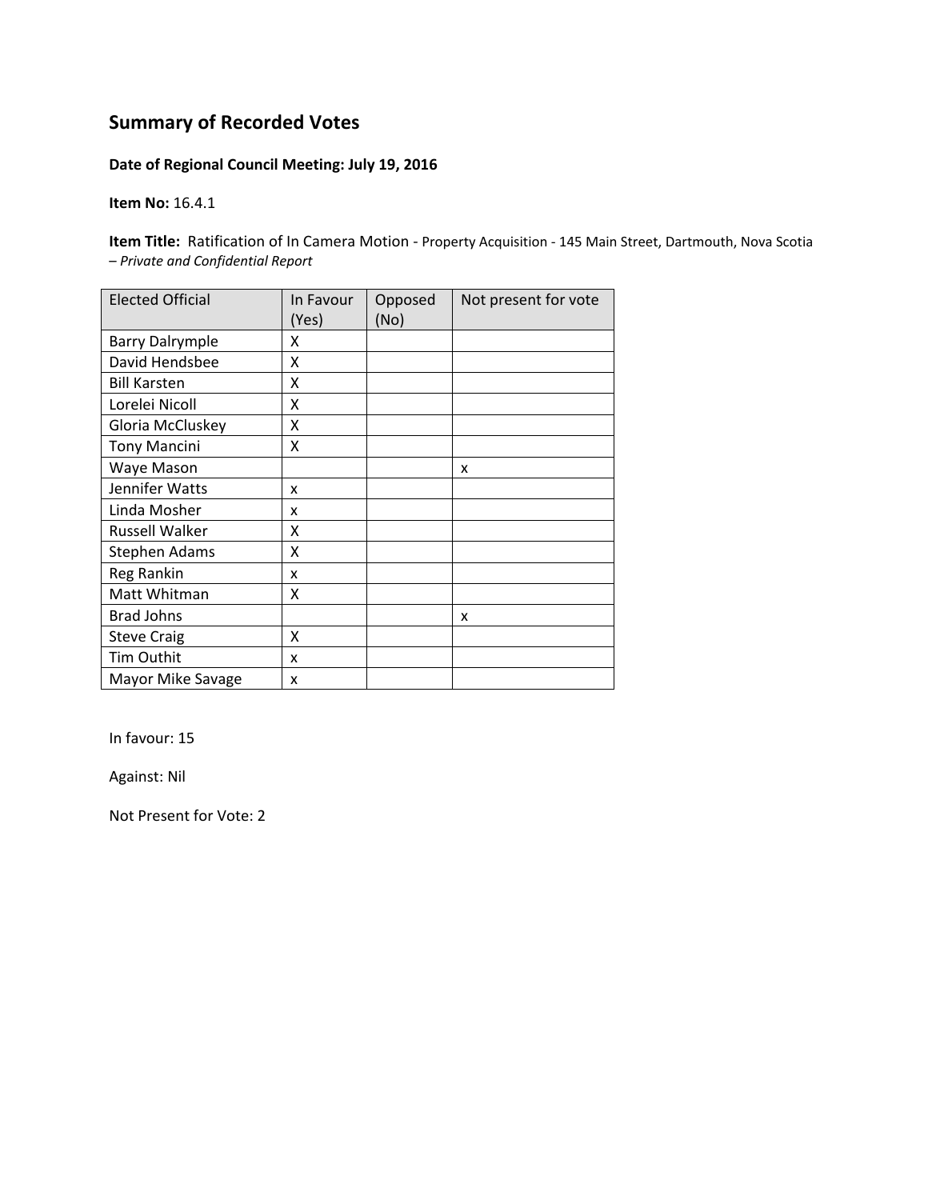## Summary of Recorded Votes

**Date of Regional Council Meeting: July 19, 2016**

**Item No:** 16.4.1

**Item Title:** Ratification of In Camera Motion - Property Acquisition - 145 Main Street, Dartmouth, Nova Scotia *– Private and Confidential Report*

| Elected Official | In Favour (Yes) | Opposed (No) | Not present for vote |
|---|---|---|---|
| Barry Dalrymple | X | | |
| David Hendsbee | X | | |
| Bill Karsten | X | | |
| Lorelei Nicoll | X | | |
| Gloria McCluskey | X | | |
| Tony Mancini | X | | |
| Waye Mason | | | x |
| Jennifer Watts | x | | |
| Linda Mosher | x | | |
| Russell Walker | X | | |
| Stephen Adams | X | | |
| Reg Rankin | x | | |
| Matt Whitman | X | | |
| Brad Johns | | | x |
| Steve Craig | X | | |
| Tim Outhit | x | | |
| Mayor Mike Savage | x | | |

In favour: 15

Against: Nil

Not Present for Vote: 2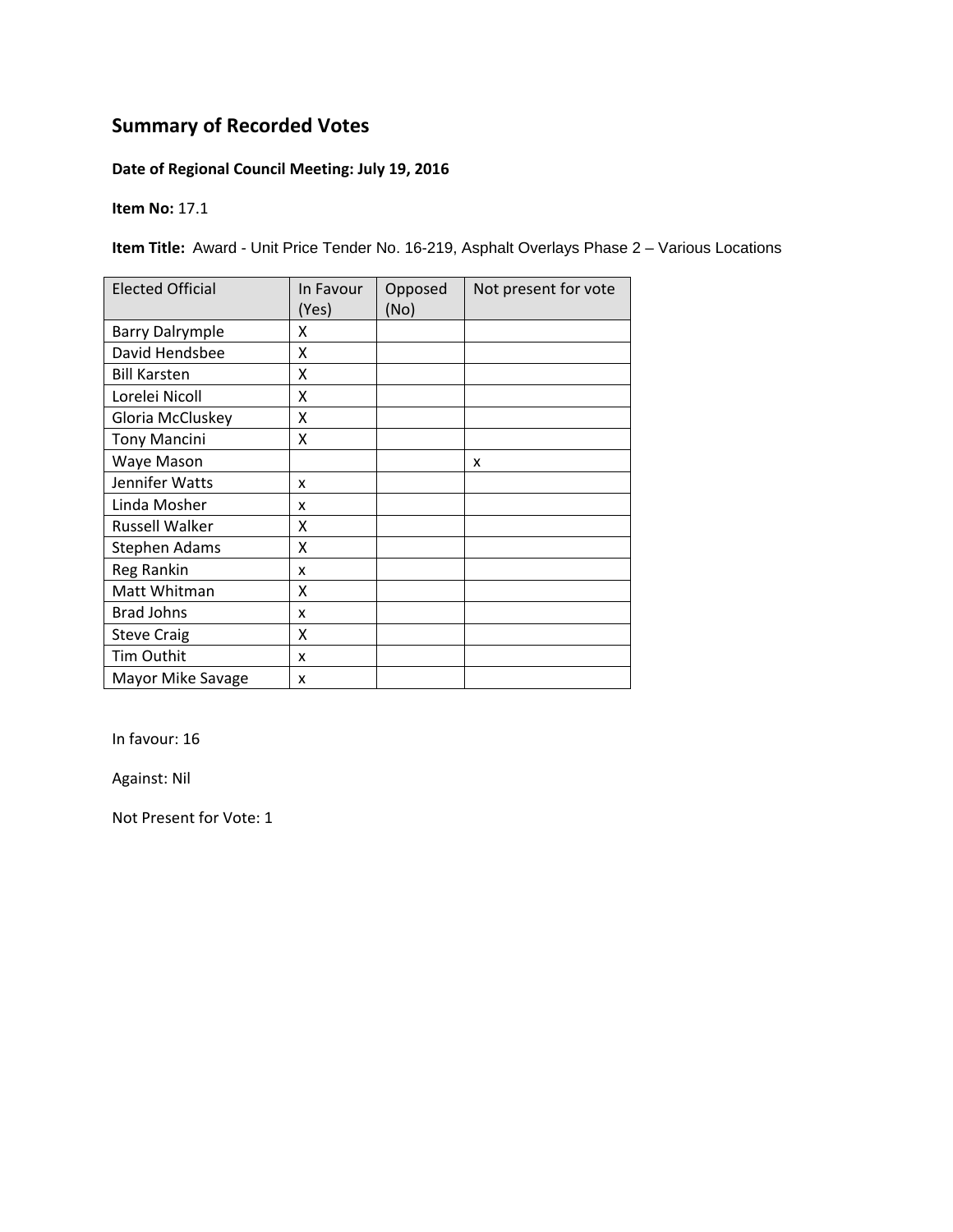# Summary of Recorded Votes

**Date of Regional Council Meeting: July 19, 2016**

**Item No:** 17.1

**Item Title:** Award - Unit Price Tender No. 16-219, Asphalt Overlays Phase 2 – Various Locations

| Elected Official | In Favour (Yes) | Opposed (No) | Not present for vote |
|---|---|---|---|
| Barry Dalrymple | X | | |
| David Hendsbee | X | | |
| Bill Karsten | X | | |
| Lorelei Nicoll | X | | |
| Gloria McCluskey | X | | |
| Tony Mancini | X | | |
| Waye Mason | | | x |
| Jennifer Watts | x | | |
| Linda Mosher | x | | |
| Russell Walker | X | | |
| Stephen Adams | X | | |
| Reg Rankin | x | | |
| Matt Whitman | X | | |
| Brad Johns | x | | |
| Steve Craig | X | | |
| Tim Outhit | x | | |
| Mayor Mike Savage | x | | |

In favour: 16

Against: Nil

Not Present for Vote: 1